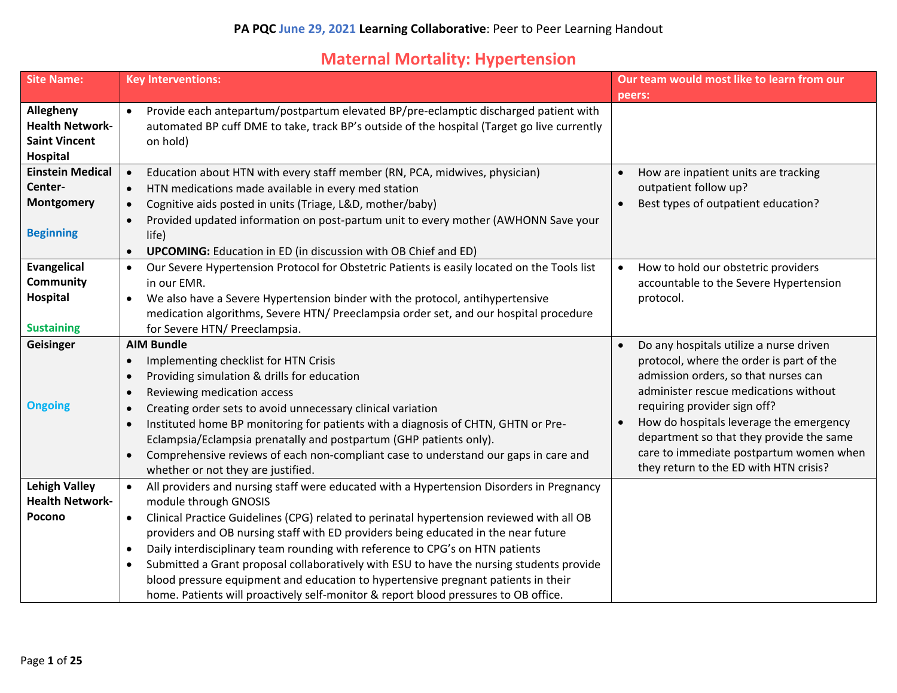**PA PQC June 29, 2021 Learning Collaborative**: Peer to Peer Learning Handout

# Maternal Mortality: Hypertension

| Site Name: | Key Interventions: | Our team would most like to learn from our peers: |
|---|---|---|
| **Allegheny Health Network-Saint Vincent Hospital** | • Provide each antepartum/postpartum elevated BP/pre-eclamptic discharged patient with automated BP cuff DME to take, track BP's outside of the hospital (Target go live currently on hold) | |
| **Einstein Medical Center-Montgomery**<br><br>Beginning | • Education about HTN with every staff member (RN, PCA, midwives, physician)<br>• HTN medications made available in every med station<br>• Cognitive aids posted in units (Triage, L&D, mother/baby)<br>• Provided updated information on post-partum unit to every mother (AWHONN Save your life)<br>• **UPCOMING:** Education in ED (in discussion with OB Chief and ED) | • How are inpatient units are tracking outpatient follow up?<br>• Best types of outpatient education? |
| **Evangelical Community Hospital**<br><br>Sustaining | • Our Severe Hypertension Protocol for Obstetric Patients is easily located on the Tools list in our EMR.<br>• We also have a Severe Hypertension binder with the protocol, antihypertensive medication algorithms, Severe HTN/ Preeclampsia order set, and our hospital procedure for Severe HTN/ Preeclampsia. | • How to hold our obstetric providers accountable to the Severe Hypertension protocol. |
| **Geisinger**<br><br>Ongoing | **AIM Bundle**<br>• Implementing checklist for HTN Crisis<br>• Providing simulation & drills for education<br>• Reviewing medication access<br>• Creating order sets to avoid unnecessary clinical variation<br>• Instituted home BP monitoring for patients with a diagnosis of CHTN, GHTN or Pre-Eclampsia/Eclampsia prenatally and postpartum (GHP patients only).<br>• Comprehensive reviews of each non-compliant case to understand our gaps in care and whether or not they are justified. | • Do any hospitals utilize a nurse driven protocol, where the order is part of the admission orders, so that nurses can administer rescue medications without requiring provider sign off?<br>• How do hospitals leverage the emergency department so that they provide the same care to immediate postpartum women when they return to the ED with HTN crisis? |
| **Lehigh Valley Health Network-Pocono** | • All providers and nursing staff were educated with a Hypertension Disorders in Pregnancy module through GNOSIS<br>• Clinical Practice Guidelines (CPG) related to perinatal hypertension reviewed with all OB providers and OB nursing staff with ED providers being educated in the near future<br>• Daily interdisciplinary team rounding with reference to CPG's on HTN patients<br>• Submitted a Grant proposal collaboratively with ESU to have the nursing students provide blood pressure equipment and education to hypertensive pregnant patients in their home. Patients will proactively self-monitor & report blood pressures to OB office. | |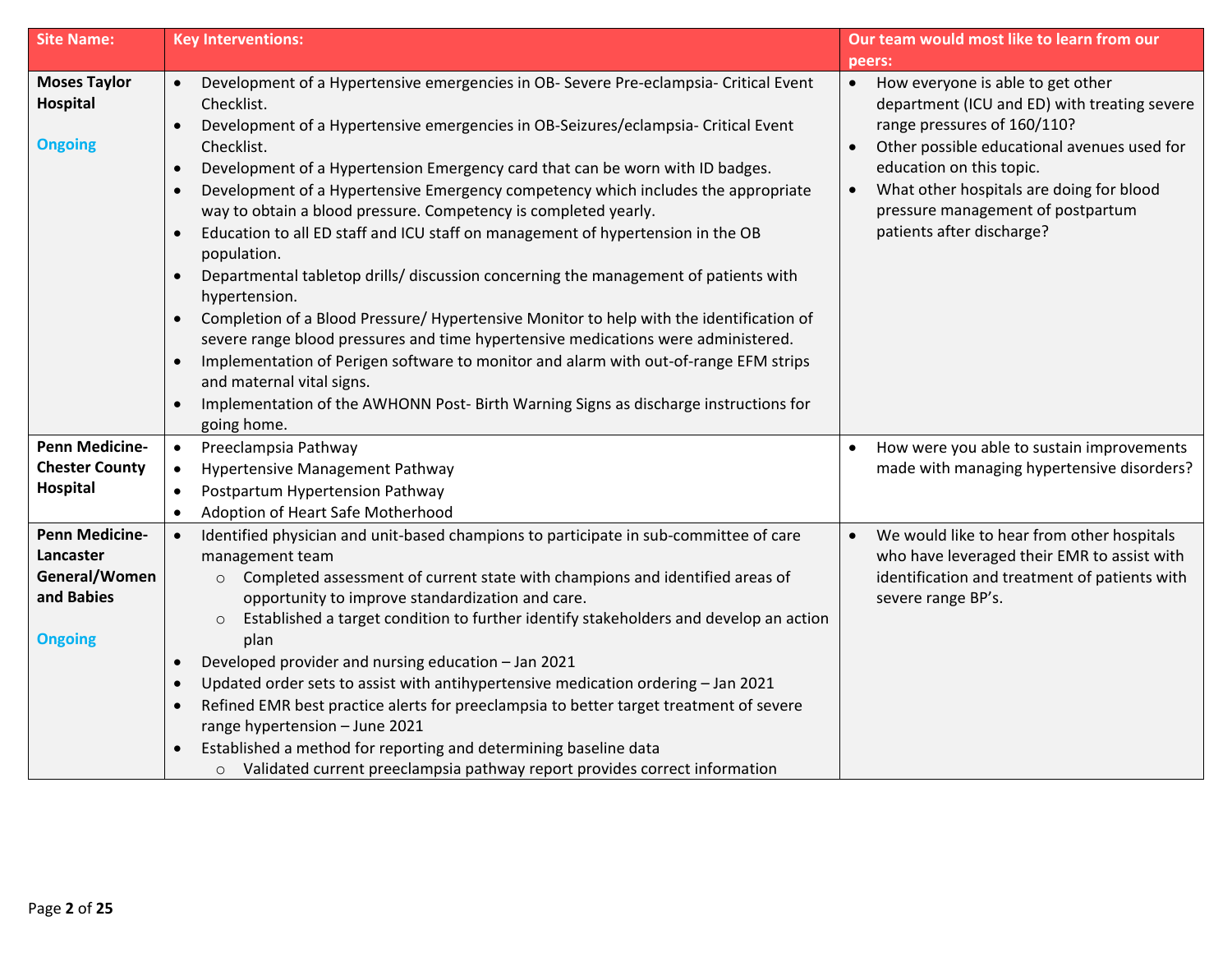| Site Name: | Key Interventions: | Our team would most like to learn from our peers: |
|---|---|---|
| **Moses Taylor Hospital**<br><br>Ongoing | • Development of a Hypertensive emergencies in OB- Severe Pre-eclampsia- Critical Event Checklist.<br>• Development of a Hypertensive emergencies in OB-Seizures/eclampsia- Critical Event Checklist.<br>• Development of a Hypertension Emergency card that can be worn with ID badges.<br>• Development of a Hypertensive Emergency competency which includes the appropriate way to obtain a blood pressure. Competency is completed yearly.<br>• Education to all ED staff and ICU staff on management of hypertension in the OB population.<br>• Departmental tabletop drills/ discussion concerning the management of patients with hypertension.<br>• Completion of a Blood Pressure/ Hypertensive Monitor to help with the identification of severe range blood pressures and time hypertensive medications were administered.<br>• Implementation of Perigen software to monitor and alarm with out-of-range EFM strips and maternal vital signs.<br>• Implementation of the AWHONN Post- Birth Warning Signs as discharge instructions for going home. | • How everyone is able to get other department (ICU and ED) with treating severe range pressures of 160/110?<br>• Other possible educational avenues used for education on this topic.<br>• What other hospitals are doing for blood pressure management of postpartum patients after discharge? |
| **Penn Medicine-Chester County Hospital** | • Preeclampsia Pathway<br>• Hypertensive Management Pathway<br>• Postpartum Hypertension Pathway<br>• Adoption of Heart Safe Motherhood | • How were you able to sustain improvements made with managing hypertensive disorders? |
| **Penn Medicine-Lancaster General/Women and Babies**<br><br>Ongoing | • Identified physician and unit-based champions to participate in sub-committee of care management team<br>  ○ Completed assessment of current state with champions and identified areas of opportunity to improve standardization and care.<br>  ○ Established a target condition to further identify stakeholders and develop an action plan<br>• Developed provider and nursing education – Jan 2021<br>• Updated order sets to assist with antihypertensive medication ordering – Jan 2021<br>• Refined EMR best practice alerts for preeclampsia to better target treatment of severe range hypertension – June 2021<br>• Established a method for reporting and determining baseline data<br>  ○ Validated current preeclampsia pathway report provides correct information | • We would like to hear from other hospitals who have leveraged their EMR to assist with identification and treatment of patients with severe range BP's. |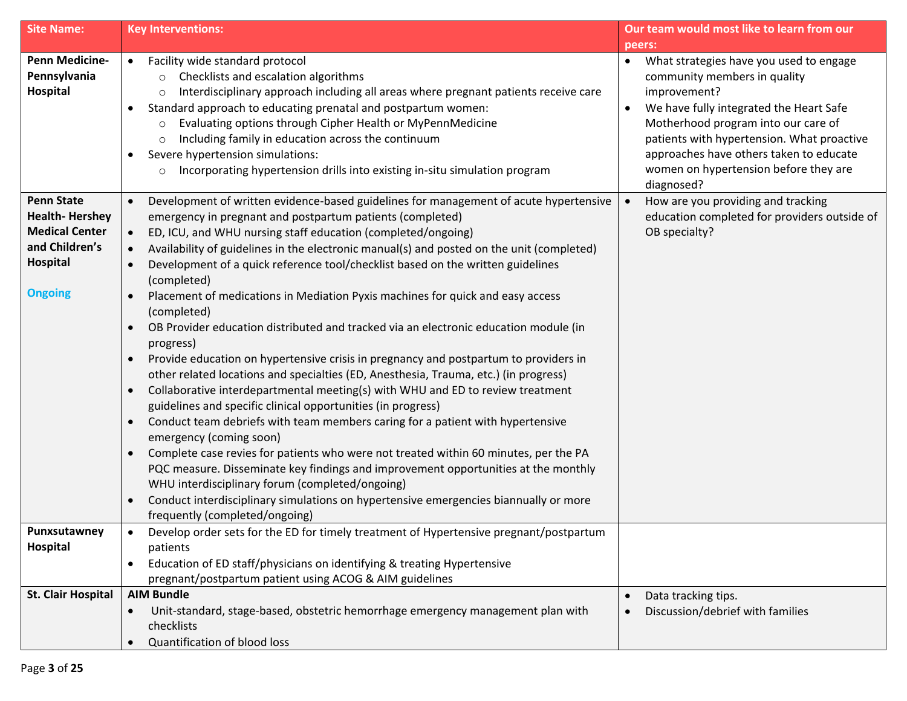| Site Name: | Key Interventions: | Our team would most like to learn from our peers: |
|---|---|---|
| **Penn Medicine-Pennsylvania Hospital** | • Facility wide standard protocol<br>  ○ Checklists and escalation algorithms<br>  ○ Interdisciplinary approach including all areas where pregnant patients receive care<br>• Standard approach to educating prenatal and postpartum women:<br>  ○ Evaluating options through Cipher Health or MyPennMedicine<br>  ○ Including family in education across the continuum<br>• Severe hypertension simulations:<br>  ○ Incorporating hypertension drills into existing in-situ simulation program | • What strategies have you used to engage community members in quality improvement?<br>• We have fully integrated the Heart Safe Motherhood program into our care of patients with hypertension. What proactive approaches have others taken to educate women on hypertension before they are diagnosed? |
| **Penn State Health- Hershey Medical Center and Children's Hospital**<br><br>Ongoing | • Development of written evidence-based guidelines for management of acute hypertensive emergency in pregnant and postpartum patients (completed)<br>• ED, ICU, and WHU nursing staff education (completed/ongoing)<br>• Availability of guidelines in the electronic manual(s) and posted on the unit (completed)<br>• Development of a quick reference tool/checklist based on the written guidelines (completed)<br>• Placement of medications in Mediation Pyxis machines for quick and easy access (completed)<br>• OB Provider education distributed and tracked via an electronic education module (in progress)<br>• Provide education on hypertensive crisis in pregnancy and postpartum to providers in other related locations and specialties (ED, Anesthesia, Trauma, etc.) (in progress)<br>• Collaborative interdepartmental meeting(s) with WHU and ED to review treatment guidelines and specific clinical opportunities (in progress)<br>• Conduct team debriefs with team members caring for a patient with hypertensive emergency (coming soon)<br>• Complete case revies for patients who were not treated within 60 minutes, per the PA PQC measure. Disseminate key findings and improvement opportunities at the monthly WHU interdisciplinary forum (completed/ongoing)<br>• Conduct interdisciplinary simulations on hypertensive emergencies biannually or more frequently (completed/ongoing) | • How are you providing and tracking education completed for providers outside of OB specialty? |
| **Punxsutawney Hospital** | • Develop order sets for the ED for timely treatment of Hypertensive pregnant/postpartum patients<br>• Education of ED staff/physicians on identifying & treating Hypertensive pregnant/postpartum patient using ACOG & AIM guidelines | |
| **St. Clair Hospital** | **AIM Bundle**<br>• Unit-standard, stage-based, obstetric hemorrhage emergency management plan with checklists<br>• Quantification of blood loss | • Data tracking tips.<br>• Discussion/debrief with families |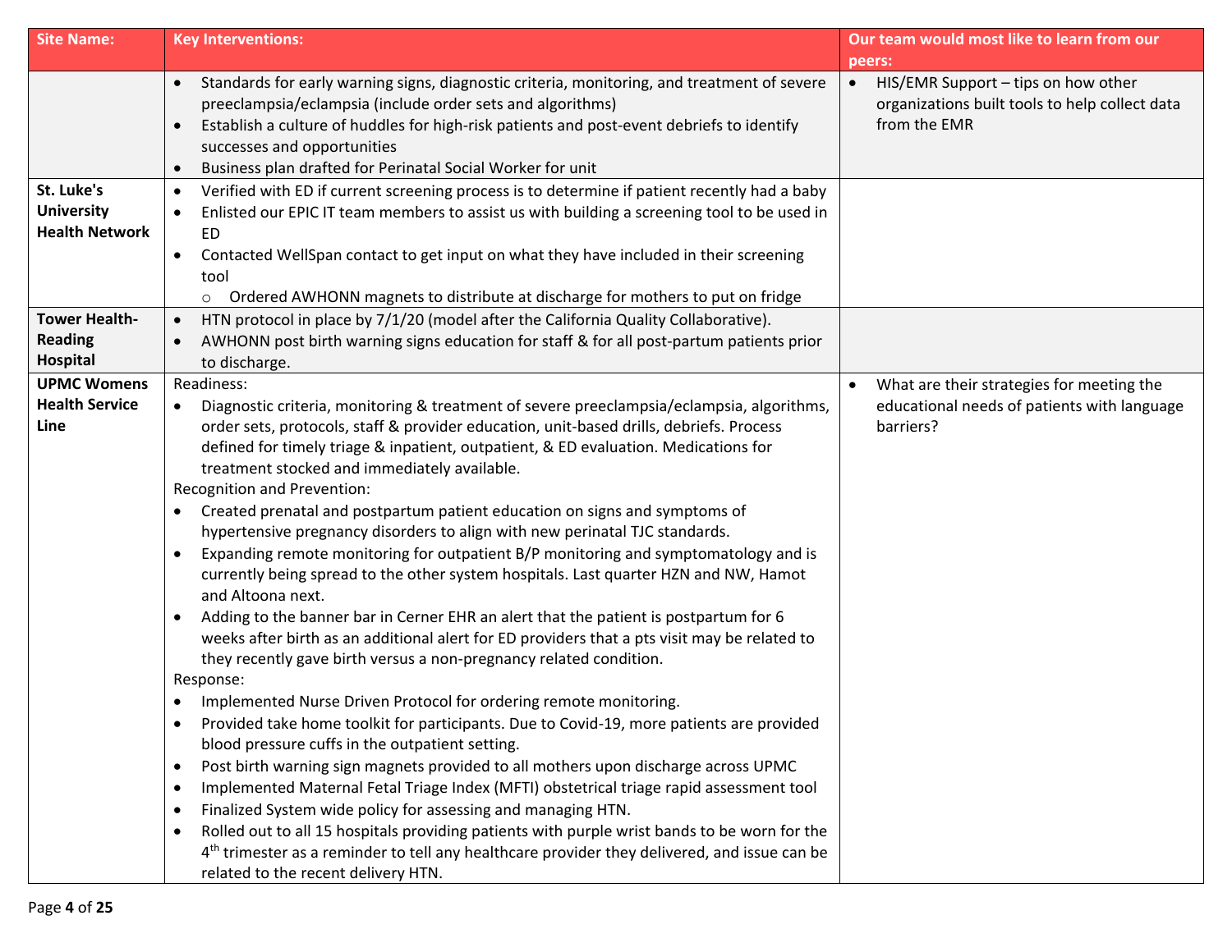| Site Name: | Key Interventions: | Our team would most like to learn from our peers: |
|---|---|---|
| | • Standards for early warning signs, diagnostic criteria, monitoring, and treatment of severe preeclampsia/eclampsia (include order sets and algorithms)<br>• Establish a culture of huddles for high-risk patients and post-event debriefs to identify successes and opportunities<br>• Business plan drafted for Perinatal Social Worker for unit | • HIS/EMR Support – tips on how other organizations built tools to help collect data from the EMR |
| **St. Luke's University Health Network** | • Verified with ED if current screening process is to determine if patient recently had a baby<br>• Enlisted our EPIC IT team members to assist us with building a screening tool to be used in ED<br>• Contacted WellSpan contact to get input on what they have included in their screening tool<br>  ○ Ordered AWHONN magnets to distribute at discharge for mothers to put on fridge | |
| **Tower Health- Reading Hospital** | • HTN protocol in place by 7/1/20 (model after the California Quality Collaborative).<br>• AWHONN post birth warning signs education for staff & for all post-partum patients prior to discharge. | |
| **UPMC Womens Health Service Line** | Readiness:<br>• Diagnostic criteria, monitoring & treatment of severe preeclampsia/eclampsia, algorithms, order sets, protocols, staff & provider education, unit-based drills, debriefs. Process defined for timely triage & inpatient, outpatient, & ED evaluation. Medications for treatment stocked and immediately available.<br>Recognition and Prevention:<br>• Created prenatal and postpartum patient education on signs and symptoms of hypertensive pregnancy disorders to align with new perinatal TJC standards.<br>• Expanding remote monitoring for outpatient B/P monitoring and symptomatology and is currently being spread to the other system hospitals. Last quarter HZN and NW, Hamot and Altoona next.<br>• Adding to the banner bar in Cerner EHR an alert that the patient is postpartum for 6 weeks after birth as an additional alert for ED providers that a pts visit may be related to they recently gave birth versus a non-pregnancy related condition.<br>Response:<br>• Implemented Nurse Driven Protocol for ordering remote monitoring.<br>• Provided take home toolkit for participants. Due to Covid-19, more patients are provided blood pressure cuffs in the outpatient setting.<br>• Post birth warning sign magnets provided to all mothers upon discharge across UPMC<br>• Implemented Maternal Fetal Triage Index (MFTI) obstetrical triage rapid assessment tool<br>• Finalized System wide policy for assessing and managing HTN.<br>• Rolled out to all 15 hospitals providing patients with purple wrist bands to be worn for the 4th trimester as a reminder to tell any healthcare provider they delivered, and issue can be related to the recent delivery HTN. | • What are their strategies for meeting the educational needs of patients with language barriers? |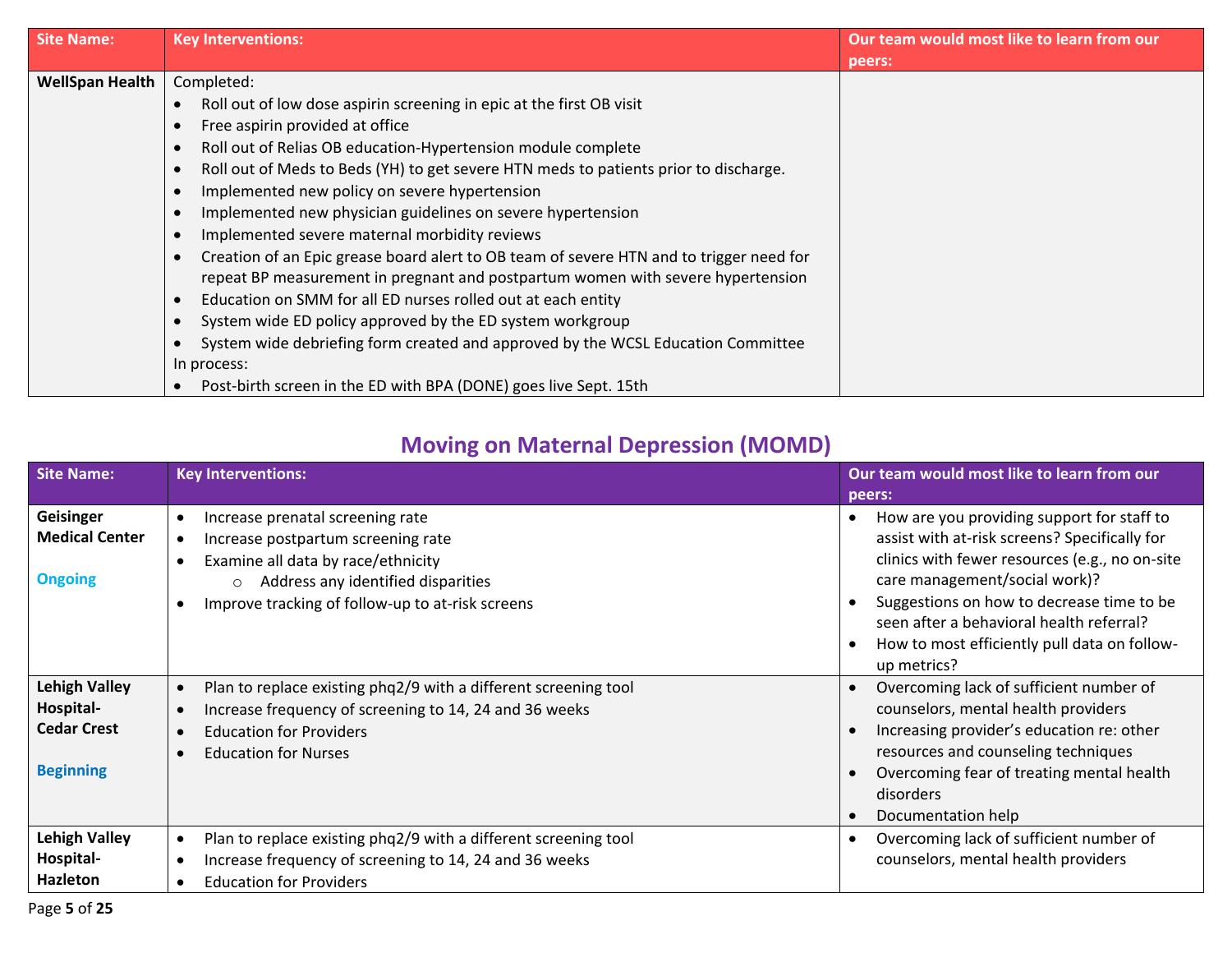| Site Name: | Key Interventions: | Our team would most like to learn from our peers: |
|---|---|---|
| **WellSpan Health** | Completed:<br>• Roll out of low dose aspirin screening in epic at the first OB visit<br>• Free aspirin provided at office<br>• Roll out of Relias OB education-Hypertension module complete<br>• Roll out of Meds to Beds (YH) to get severe HTN meds to patients prior to discharge.<br>• Implemented new policy on severe hypertension<br>• Implemented new physician guidelines on severe hypertension<br>• Implemented severe maternal morbidity reviews<br>• Creation of an Epic grease board alert to OB team of severe HTN and to trigger need for repeat BP measurement in pregnant and postpartum women with severe hypertension<br>• Education on SMM for all ED nurses rolled out at each entity<br>• System wide ED policy approved by the ED system workgroup<br>• System wide debriefing form created and approved by the WCSL Education Committee<br>In process:<br>• Post-birth screen in the ED with BPA (DONE) goes live Sept. 15th | |

## Moving on Maternal Depression (MOMD)

| Site Name: | Key Interventions: | Our team would most like to learn from our peers: |
|---|---|---|
| **Geisinger Medical Center**<br><br>Ongoing | • Increase prenatal screening rate<br>• Increase postpartum screening rate<br>• Examine all data by race/ethnicity<br>&nbsp;&nbsp;&nbsp;&nbsp;○ Address any identified disparities<br>• Improve tracking of follow-up to at-risk screens | • How are you providing support for staff to assist with at-risk screens? Specifically for clinics with fewer resources (e.g., no on-site care management/social work)?<br>• Suggestions on how to decrease time to be seen after a behavioral health referral?<br>• How to most efficiently pull data on follow-up metrics? |
| **Lehigh Valley Hospital-Cedar Crest**<br><br>Beginning | • Plan to replace existing phq2/9 with a different screening tool<br>• Increase frequency of screening to 14, 24 and 36 weeks<br>• Education for Providers<br>• Education for Nurses | • Overcoming lack of sufficient number of counselors, mental health providers<br>• Increasing provider's education re: other resources and counseling techniques<br>• Overcoming fear of treating mental health disorders<br>• Documentation help |
| **Lehigh Valley Hospital-Hazleton** | • Plan to replace existing phq2/9 with a different screening tool<br>• Increase frequency of screening to 14, 24 and 36 weeks<br>• Education for Providers | • Overcoming lack of sufficient number of counselors, mental health providers |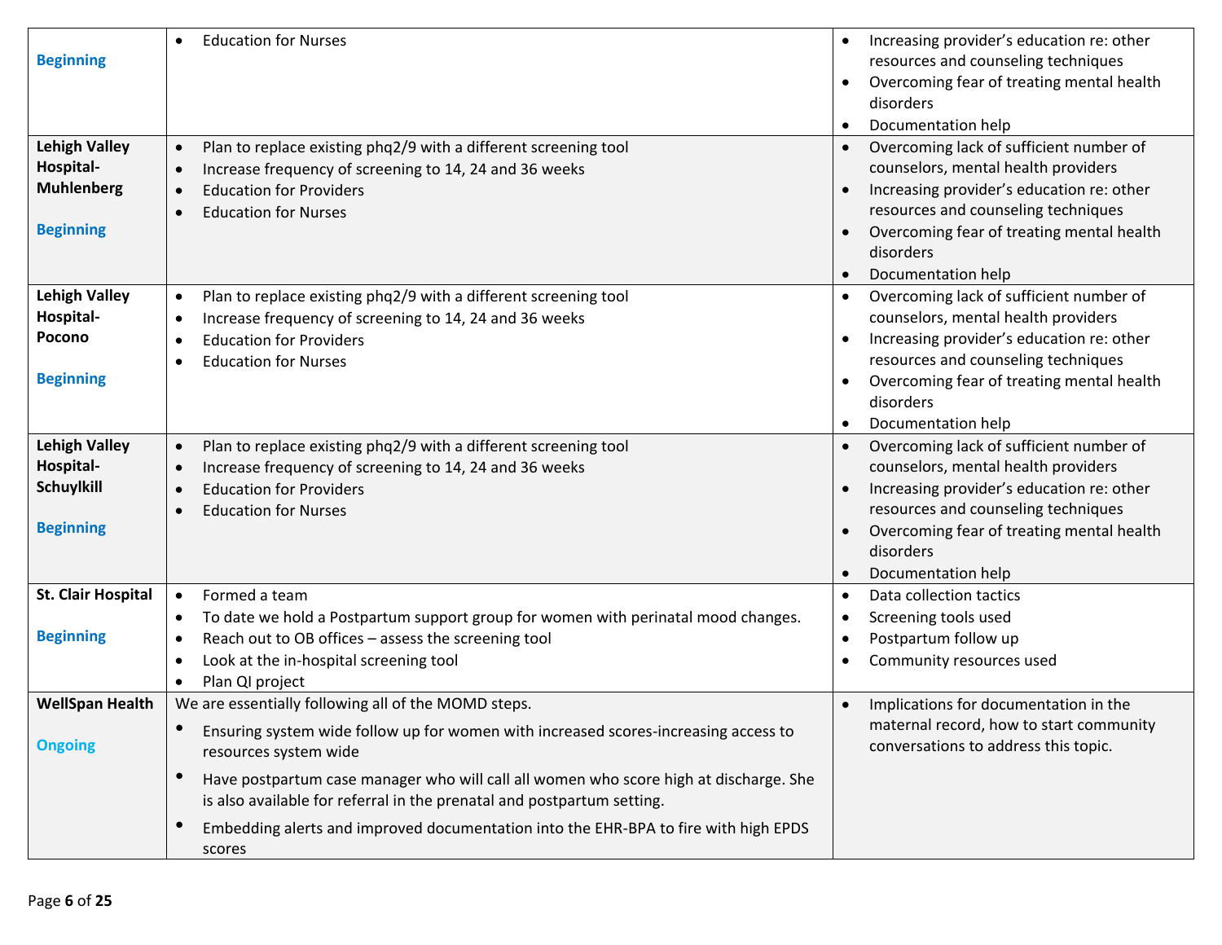| | | |
|---|---|---|
| **Beginning** | • Education for Nurses | • Increasing provider's education re: other resources and counseling techniques<br>• Overcoming fear of treating mental health disorders<br>• Documentation help |
| **Lehigh Valley Hospital-Muhlenberg**<br><br>**Beginning** | • Plan to replace existing phq2/9 with a different screening tool<br>• Increase frequency of screening to 14, 24 and 36 weeks<br>• Education for Providers<br>• Education for Nurses | • Overcoming lack of sufficient number of counselors, mental health providers<br>• Increasing provider's education re: other resources and counseling techniques<br>• Overcoming fear of treating mental health disorders<br>• Documentation help |
| **Lehigh Valley Hospital-Pocono**<br><br>**Beginning** | • Plan to replace existing phq2/9 with a different screening tool<br>• Increase frequency of screening to 14, 24 and 36 weeks<br>• Education for Providers<br>• Education for Nurses | • Overcoming lack of sufficient number of counselors, mental health providers<br>• Increasing provider's education re: other resources and counseling techniques<br>• Overcoming fear of treating mental health disorders<br>• Documentation help |
| **Lehigh Valley Hospital-Schuylkill**<br><br>**Beginning** | • Plan to replace existing phq2/9 with a different screening tool<br>• Increase frequency of screening to 14, 24 and 36 weeks<br>• Education for Providers<br>• Education for Nurses | • Overcoming lack of sufficient number of counselors, mental health providers<br>• Increasing provider's education re: other resources and counseling techniques<br>• Overcoming fear of treating mental health disorders<br>• Documentation help |
| **St. Clair Hospital**<br><br>**Beginning** | • Formed a team<br>• To date we hold a Postpartum support group for women with perinatal mood changes.<br>• Reach out to OB offices – assess the screening tool<br>• Look at the in-hospital screening tool<br>• Plan QI project | • Data collection tactics<br>• Screening tools used<br>• Postpartum follow up<br>• Community resources used |
| **WellSpan Health**<br><br>**Ongoing** | We are essentially following all of the MOMD steps.<br>• Ensuring system wide follow up for women with increased scores-increasing access to resources system wide<br>• Have postpartum case manager who will call all women who score high at discharge. She is also available for referral in the prenatal and postpartum setting.<br>• Embedding alerts and improved documentation into the EHR-BPA to fire with high EPDS scores | • Implications for documentation in the maternal record, how to start community conversations to address this topic. |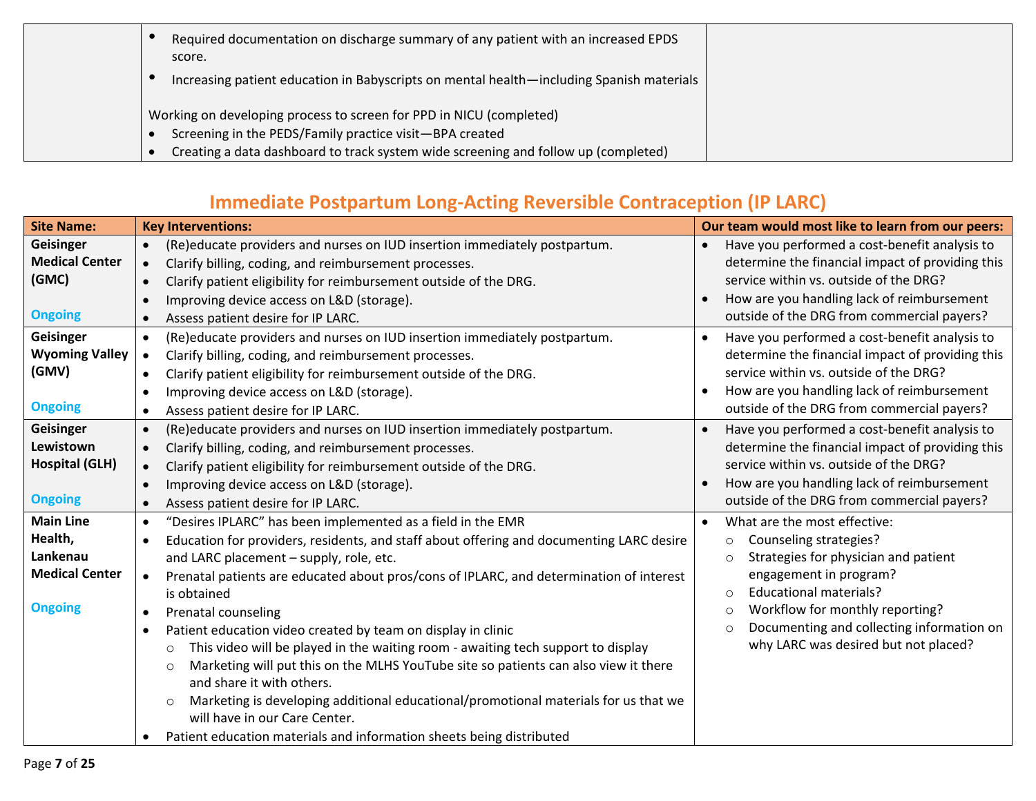| | | |
|---|---|---|
| | • Required documentation on discharge summary of any patient with an increased EPDS score.<br>• Increasing patient education in Babyscripts on mental health—including Spanish materials<br><br>Working on developing process to screen for PPD in NICU (completed)<br>• Screening in the PEDS/Family practice visit—BPA created<br>• Creating a data dashboard to track system wide screening and follow up (completed) | |

## Immediate Postpartum Long-Acting Reversible Contraception (IP LARC)

| Site Name: | Key Interventions: | Our team would most like to learn from our peers: |
|---|---|---|
| **Geisinger Medical Center (GMC)**<br><br>**Ongoing** | • (Re)educate providers and nurses on IUD insertion immediately postpartum.<br>• Clarify billing, coding, and reimbursement processes.<br>• Clarify patient eligibility for reimbursement outside of the DRG.<br>• Improving device access on L&D (storage).<br>• Assess patient desire for IP LARC. | • Have you performed a cost-benefit analysis to determine the financial impact of providing this service within vs. outside of the DRG?<br>• How are you handling lack of reimbursement outside of the DRG from commercial payers? |
| **Geisinger Wyoming Valley (GMV)**<br><br>**Ongoing** | • (Re)educate providers and nurses on IUD insertion immediately postpartum.<br>• Clarify billing, coding, and reimbursement processes.<br>• Clarify patient eligibility for reimbursement outside of the DRG.<br>• Improving device access on L&D (storage).<br>• Assess patient desire for IP LARC. | • Have you performed a cost-benefit analysis to determine the financial impact of providing this service within vs. outside of the DRG?<br>• How are you handling lack of reimbursement outside of the DRG from commercial payers? |
| **Geisinger Lewistown Hospital (GLH)**<br><br>**Ongoing** | • (Re)educate providers and nurses on IUD insertion immediately postpartum.<br>• Clarify billing, coding, and reimbursement processes.<br>• Clarify patient eligibility for reimbursement outside of the DRG.<br>• Improving device access on L&D (storage).<br>• Assess patient desire for IP LARC. | • Have you performed a cost-benefit analysis to determine the financial impact of providing this service within vs. outside of the DRG?<br>• How are you handling lack of reimbursement outside of the DRG from commercial payers? |
| **Main Line Health, Lankenau Medical Center**<br><br>**Ongoing** | • "Desires IPLARC" has been implemented as a field in the EMR<br>• Education for providers, residents, and staff about offering and documenting LARC desire and LARC placement – supply, role, etc.<br>• Prenatal patients are educated about pros/cons of IPLARC, and determination of interest is obtained<br>• Prenatal counseling<br>• Patient education video created by team on display in clinic<br>&nbsp;&nbsp;○ This video will be played in the waiting room - awaiting tech support to display<br>&nbsp;&nbsp;○ Marketing will put this on the MLHS YouTube site so patients can also view it there and share it with others.<br>&nbsp;&nbsp;○ Marketing is developing additional educational/promotional materials for us that we will have in our Care Center.<br>• Patient education materials and information sheets being distributed | • What are the most effective:<br>&nbsp;&nbsp;○ Counseling strategies?<br>&nbsp;&nbsp;○ Strategies for physician and patient engagement in program?<br>&nbsp;&nbsp;○ Educational materials?<br>&nbsp;&nbsp;○ Workflow for monthly reporting?<br>&nbsp;&nbsp;○ Documenting and collecting information on why LARC was desired but not placed? |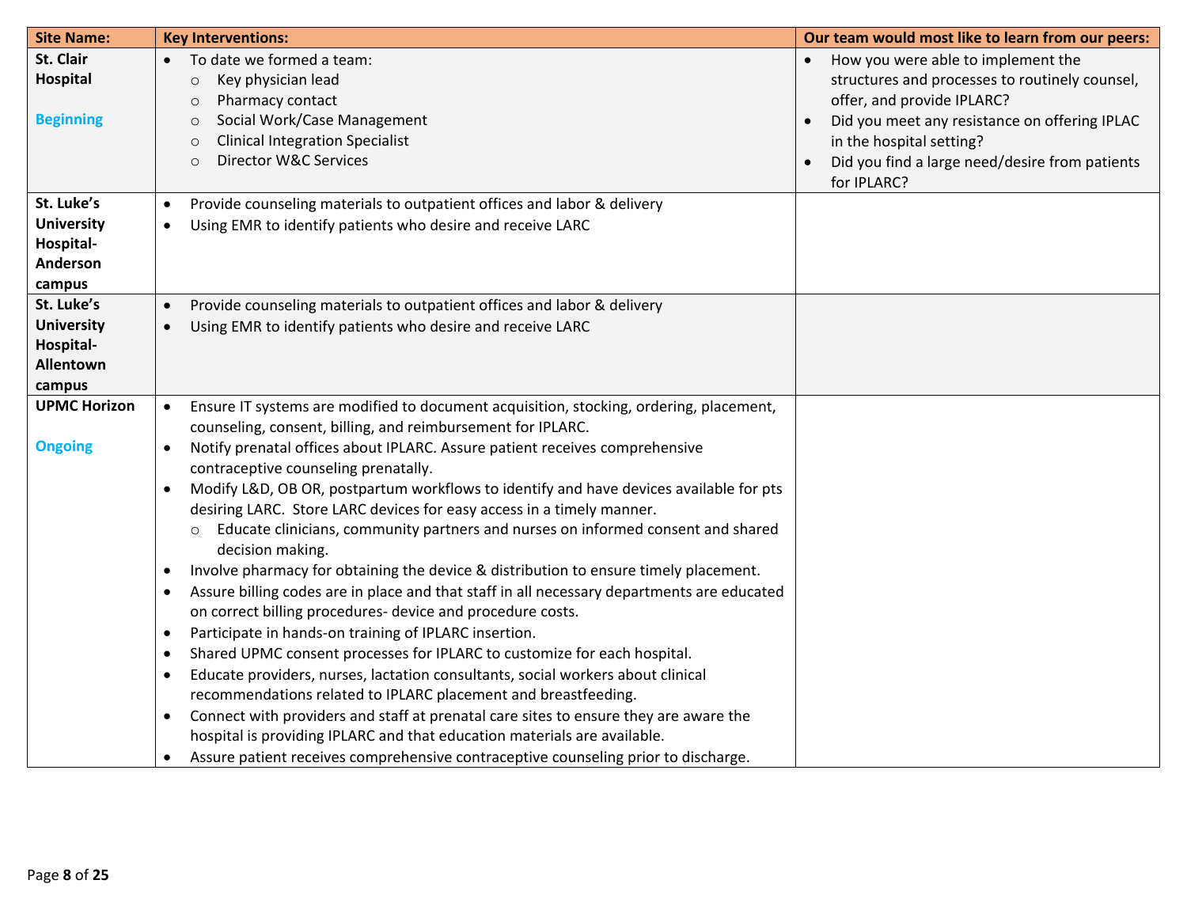| Site Name: | Key Interventions: | Our team would most like to learn from our peers: |
|---|---|---|
| **St. Clair Hospital**<br><br>**Beginning** | • To date we formed a team:<br>&nbsp;&nbsp;○ Key physician lead<br>&nbsp;&nbsp;○ Pharmacy contact<br>&nbsp;&nbsp;○ Social Work/Case Management<br>&nbsp;&nbsp;○ Clinical Integration Specialist<br>&nbsp;&nbsp;○ Director W&C Services | • How you were able to implement the structures and processes to routinely counsel, offer, and provide IPLARC?<br>• Did you meet any resistance on offering IPLAC in the hospital setting?<br>• Did you find a large need/desire from patients for IPLARC? |
| **St. Luke's University Hospital-Anderson campus** | • Provide counseling materials to outpatient offices and labor & delivery<br>• Using EMR to identify patients who desire and receive LARC | |
| **St. Luke's University Hospital-Allentown campus** | • Provide counseling materials to outpatient offices and labor & delivery<br>• Using EMR to identify patients who desire and receive LARC | |
| **UPMC Horizon**<br><br>**Ongoing** | • Ensure IT systems are modified to document acquisition, stocking, ordering, placement, counseling, consent, billing, and reimbursement for IPLARC.<br>• Notify prenatal offices about IPLARC. Assure patient receives comprehensive contraceptive counseling prenatally.<br>• Modify L&D, OB OR, postpartum workflows to identify and have devices available for pts desiring LARC. Store LARC devices for easy access in a timely manner.<br>&nbsp;&nbsp;○ Educate clinicians, community partners and nurses on informed consent and shared decision making.<br>• Involve pharmacy for obtaining the device & distribution to ensure timely placement.<br>• Assure billing codes are in place and that staff in all necessary departments are educated on correct billing procedures- device and procedure costs.<br>• Participate in hands-on training of IPLARC insertion.<br>• Shared UPMC consent processes for IPLARC to customize for each hospital.<br>• Educate providers, nurses, lactation consultants, social workers about clinical recommendations related to IPLARC placement and breastfeeding.<br>• Connect with providers and staff at prenatal care sites to ensure they are aware the hospital is providing IPLARC and that education materials are available.<br>• Assure patient receives comprehensive contraceptive counseling prior to discharge. | |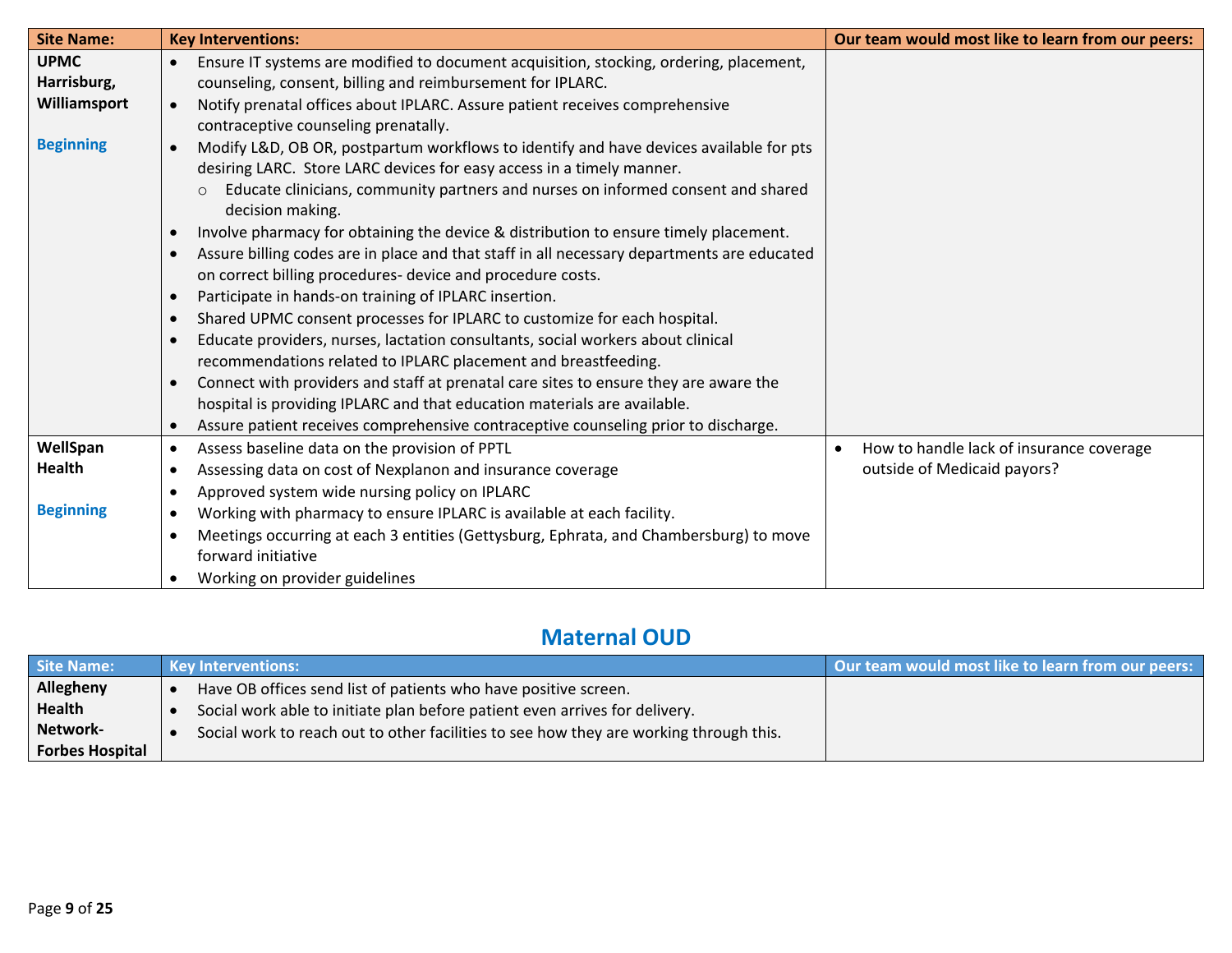| Site Name: | Key Interventions: | Our team would most like to learn from our peers: |
|---|---|---|
| **UPMC Harrisburg, Williamsport**<br><br>Beginning | • Ensure IT systems are modified to document acquisition, stocking, ordering, placement, counseling, consent, billing and reimbursement for IPLARC.<br>• Notify prenatal offices about IPLARC. Assure patient receives comprehensive contraceptive counseling prenatally.<br>• Modify L&D, OB OR, postpartum workflows to identify and have devices available for pts desiring LARC. Store LARC devices for easy access in a timely manner.<br>&nbsp;&nbsp;&nbsp;&nbsp;○ Educate clinicians, community partners and nurses on informed consent and shared decision making.<br>• Involve pharmacy for obtaining the device & distribution to ensure timely placement.<br>• Assure billing codes are in place and that staff in all necessary departments are educated on correct billing procedures- device and procedure costs.<br>• Participate in hands-on training of IPLARC insertion.<br>• Shared UPMC consent processes for IPLARC to customize for each hospital.<br>• Educate providers, nurses, lactation consultants, social workers about clinical recommendations related to IPLARC placement and breastfeeding.<br>• Connect with providers and staff at prenatal care sites to ensure they are aware the hospital is providing IPLARC and that education materials are available.<br>• Assure patient receives comprehensive contraceptive counseling prior to discharge. | |
| **WellSpan Health**<br><br>Beginning | • Assess baseline data on the provision of PPTL<br>• Assessing data on cost of Nexplanon and insurance coverage<br>• Approved system wide nursing policy on IPLARC<br>• Working with pharmacy to ensure IPLARC is available at each facility.<br>• Meetings occurring at each 3 entities (Gettysburg, Ephrata, and Chambersburg) to move forward initiative<br>• Working on provider guidelines | • How to handle lack of insurance coverage outside of Medicaid payors? |

## Maternal OUD

| Site Name: | Key Interventions: | Our team would most like to learn from our peers: |
|---|---|---|
| **Allegheny Health Network-Forbes Hospital** | • Have OB offices send list of patients who have positive screen.<br>• Social work able to initiate plan before patient even arrives for delivery.<br>• Social work to reach out to other facilities to see how they are working through this. | |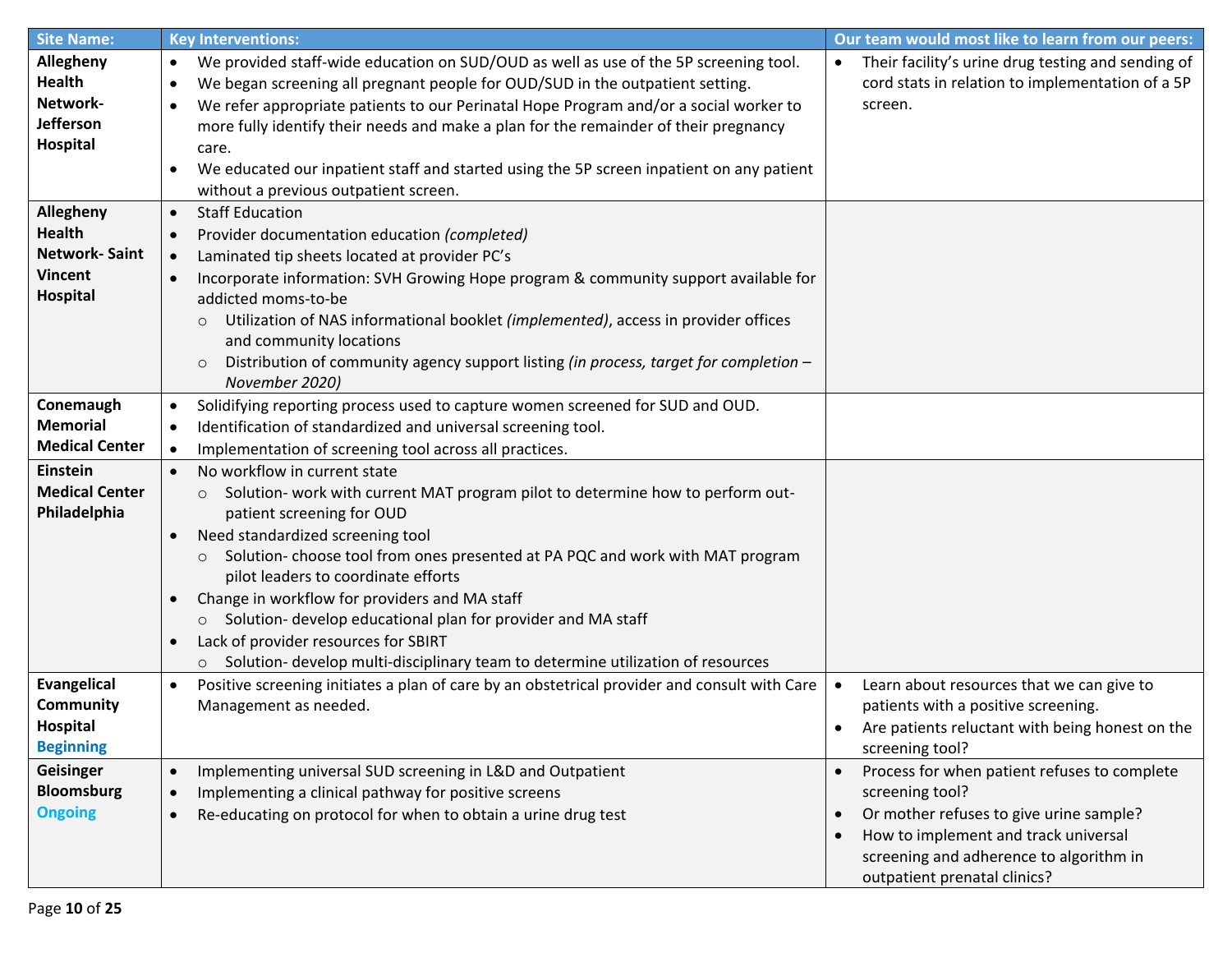| Site Name: | Key Interventions: | Our team would most like to learn from our peers: |
| --- | --- | --- |
| **Allegheny Health Network- Jefferson Hospital** | • We provided staff-wide education on SUD/OUD as well as use of the 5P screening tool.<br>• We began screening all pregnant people for OUD/SUD in the outpatient setting.<br>• We refer appropriate patients to our Perinatal Hope Program and/or a social worker to more fully identify their needs and make a plan for the remainder of their pregnancy care.<br>• We educated our inpatient staff and started using the 5P screen inpatient on any patient without a previous outpatient screen. | • Their facility's urine drug testing and sending of cord stats in relation to implementation of a 5P screen. |
| **Allegheny Health Network- Saint Vincent Hospital** | • Staff Education<br>• Provider documentation education *(completed)*<br>• Laminated tip sheets located at provider PC's<br>• Incorporate information: SVH Growing Hope program & community support available for addicted moms-to-be<br>  ○ Utilization of NAS informational booklet *(implemented)*, access in provider offices and community locations<br>  ○ Distribution of community agency support listing *(in process, target for completion – November 2020)* | |
| **Conemaugh Memorial Medical Center** | • Solidifying reporting process used to capture women screened for SUD and OUD.<br>• Identification of standardized and universal screening tool.<br>• Implementation of screening tool across all practices. | |
| **Einstein Medical Center Philadelphia** | • No workflow in current state<br>  ○ Solution- work with current MAT program pilot to determine how to perform out-patient screening for OUD<br>• Need standardized screening tool<br>  ○ Solution- choose tool from ones presented at PA PQC and work with MAT program pilot leaders to coordinate efforts<br>• Change in workflow for providers and MA staff<br>  ○ Solution- develop educational plan for provider and MA staff<br>• Lack of provider resources for SBIRT<br>  ○ Solution- develop multi-disciplinary team to determine utilization of resources | |
| **Evangelical Community Hospital** **Beginning** | • Positive screening initiates a plan of care by an obstetrical provider and consult with Care Management as needed. | • Learn about resources that we can give to patients with a positive screening.<br>• Are patients reluctant with being honest on the screening tool? |
| **Geisinger Bloomsburg** **Ongoing** | • Implementing universal SUD screening in L&D and Outpatient<br>• Implementing a clinical pathway for positive screens<br>• Re-educating on protocol for when to obtain a urine drug test | • Process for when patient refuses to complete screening tool?<br>• Or mother refuses to give urine sample?<br>• How to implement and track universal screening and adherence to algorithm in outpatient prenatal clinics? |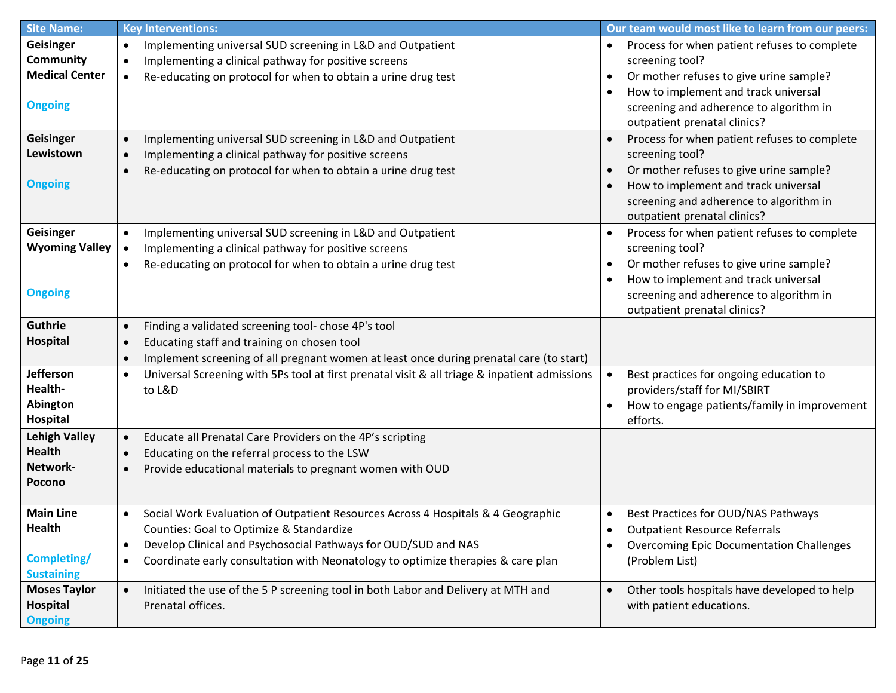| Site Name: | Key Interventions: | Our team would most like to learn from our peers: |
|---|---|---|
| **Geisinger Community Medical Center**<br><br>**Ongoing** | • Implementing universal SUD screening in L&D and Outpatient<br>• Implementing a clinical pathway for positive screens<br>• Re-educating on protocol for when to obtain a urine drug test | • Process for when patient refuses to complete screening tool?<br>• Or mother refuses to give urine sample?<br>• How to implement and track universal screening and adherence to algorithm in outpatient prenatal clinics? |
| **Geisinger Lewistown**<br><br>**Ongoing** | • Implementing universal SUD screening in L&D and Outpatient<br>• Implementing a clinical pathway for positive screens<br>• Re-educating on protocol for when to obtain a urine drug test | • Process for when patient refuses to complete screening tool?<br>• Or mother refuses to give urine sample?<br>• How to implement and track universal screening and adherence to algorithm in outpatient prenatal clinics? |
| **Geisinger Wyoming Valley**<br><br>**Ongoing** | • Implementing universal SUD screening in L&D and Outpatient<br>• Implementing a clinical pathway for positive screens<br>• Re-educating on protocol for when to obtain a urine drug test | • Process for when patient refuses to complete screening tool?<br>• Or mother refuses to give urine sample?<br>• How to implement and track universal screening and adherence to algorithm in outpatient prenatal clinics? |
| **Guthrie Hospital** | • Finding a validated screening tool- chose 4P's tool<br>• Educating staff and training on chosen tool<br>• Implement screening of all pregnant women at least once during prenatal care (to start) | |
| **Jefferson Health-Abington Hospital** | • Universal Screening with 5Ps tool at first prenatal visit & all triage & inpatient admissions to L&D | • Best practices for ongoing education to providers/staff for MI/SBIRT<br>• How to engage patients/family in improvement efforts. |
| **Lehigh Valley Health Network-Pocono** | • Educate all Prenatal Care Providers on the 4P's scripting<br>• Educating on the referral process to the LSW<br>• Provide educational materials to pregnant women with OUD | |
| **Main Line Health**<br><br>**Completing/ Sustaining** | • Social Work Evaluation of Outpatient Resources Across 4 Hospitals & 4 Geographic Counties: Goal to Optimize & Standardize<br>• Develop Clinical and Psychosocial Pathways for OUD/SUD and NAS<br>• Coordinate early consultation with Neonatology to optimize therapies & care plan | • Best Practices for OUD/NAS Pathways<br>• Outpatient Resource Referrals<br>• Overcoming Epic Documentation Challenges (Problem List) |
| **Moses Taylor Hospital**<br>**Ongoing** | • Initiated the use of the 5 P screening tool in both Labor and Delivery at MTH and Prenatal offices. | • Other tools hospitals have developed to help with patient educations. |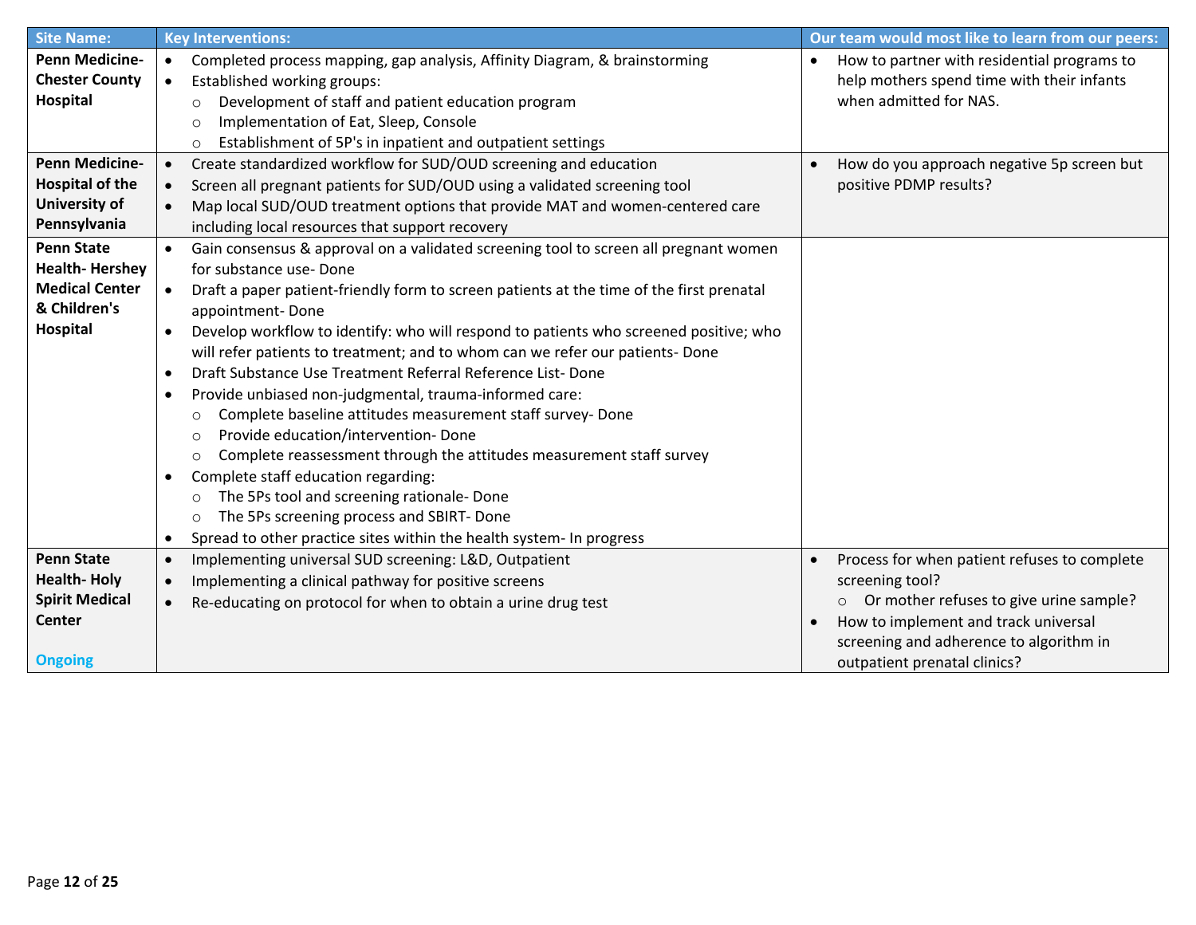| Site Name: | Key Interventions: | Our team would most like to learn from our peers: |
|---|---|---|
| **Penn Medicine-Chester County Hospital** | • Completed process mapping, gap analysis, Affinity Diagram, & brainstorming<br>• Established working groups:<br>  ○ Development of staff and patient education program<br>  ○ Implementation of Eat, Sleep, Console<br>  ○ Establishment of 5P's in inpatient and outpatient settings | • How to partner with residential programs to help mothers spend time with their infants when admitted for NAS. |
| **Penn Medicine-Hospital of the University of Pennsylvania** | • Create standardized workflow for SUD/OUD screening and education<br>• Screen all pregnant patients for SUD/OUD using a validated screening tool<br>• Map local SUD/OUD treatment options that provide MAT and women-centered care including local resources that support recovery | • How do you approach negative 5p screen but positive PDMP results? |
| **Penn State Health- Hershey Medical Center & Children's Hospital** | • Gain consensus & approval on a validated screening tool to screen all pregnant women for substance use- Done<br>• Draft a paper patient-friendly form to screen patients at the time of the first prenatal appointment- Done<br>• Develop workflow to identify: who will respond to patients who screened positive; who will refer patients to treatment; and to whom can we refer our patients- Done<br>• Draft Substance Use Treatment Referral Reference List- Done<br>• Provide unbiased non-judgmental, trauma-informed care:<br>  ○ Complete baseline attitudes measurement staff survey- Done<br>  ○ Provide education/intervention- Done<br>  ○ Complete reassessment through the attitudes measurement staff survey<br>• Complete staff education regarding:<br>  ○ The 5Ps tool and screening rationale- Done<br>  ○ The 5Ps screening process and SBIRT- Done<br>• Spread to other practice sites within the health system- In progress | |
| **Penn State Health- Holy Spirit Medical Center**<br><br>Ongoing | • Implementing universal SUD screening: L&D, Outpatient<br>• Implementing a clinical pathway for positive screens<br>• Re-educating on protocol for when to obtain a urine drug test | • Process for when patient refuses to complete screening tool?<br>  ○ Or mother refuses to give urine sample?<br>• How to implement and track universal screening and adherence to algorithm in outpatient prenatal clinics? |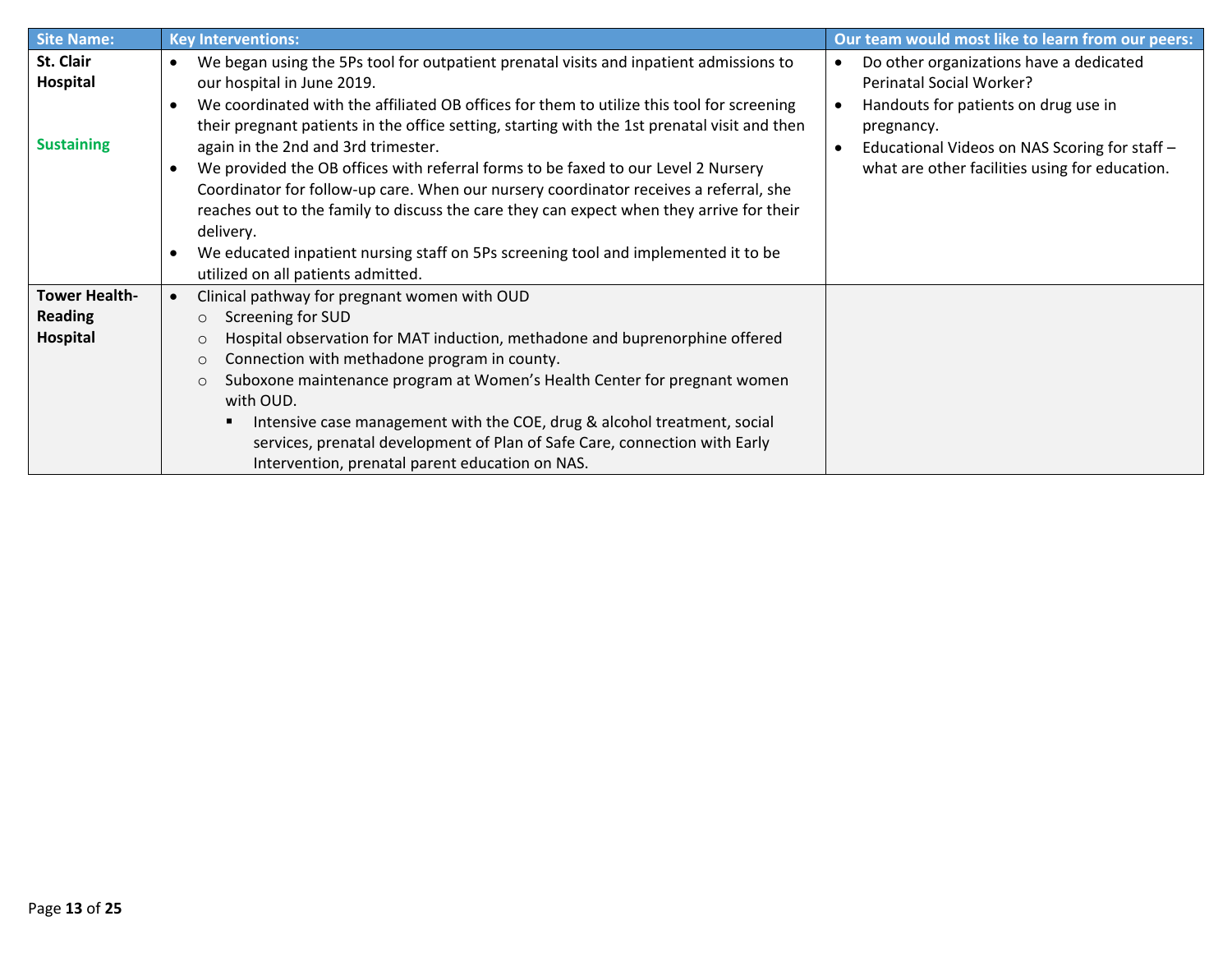| Site Name: | Key Interventions: | Our team would most like to learn from our peers: |
|---|---|---|
| **St. Clair Hospital**<br><br>Sustaining | • We began using the 5Ps tool for outpatient prenatal visits and inpatient admissions to our hospital in June 2019.<br>• We coordinated with the affiliated OB offices for them to utilize this tool for screening their pregnant patients in the office setting, starting with the 1st prenatal visit and then again in the 2nd and 3rd trimester.<br>• We provided the OB offices with referral forms to be faxed to our Level 2 Nursery Coordinator for follow-up care. When our nursery coordinator receives a referral, she reaches out to the family to discuss the care they can expect when they arrive for their delivery.<br>• We educated inpatient nursing staff on 5Ps screening tool and implemented it to be utilized on all patients admitted. | • Do other organizations have a dedicated Perinatal Social Worker?<br>• Handouts for patients on drug use in pregnancy.<br>• Educational Videos on NAS Scoring for staff – what are other facilities using for education. |
| **Tower Health-Reading Hospital** | • Clinical pathway for pregnant women with OUD<br>&nbsp;&nbsp;○ Screening for SUD<br>&nbsp;&nbsp;○ Hospital observation for MAT induction, methadone and buprenorphine offered<br>&nbsp;&nbsp;○ Connection with methadone program in county.<br>&nbsp;&nbsp;○ Suboxone maintenance program at Women's Health Center for pregnant women with OUD.<br>&nbsp;&nbsp;&nbsp;&nbsp;▪ Intensive case management with the COE, drug & alcohol treatment, social services, prenatal development of Plan of Safe Care, connection with Early Intervention, prenatal parent education on NAS. | |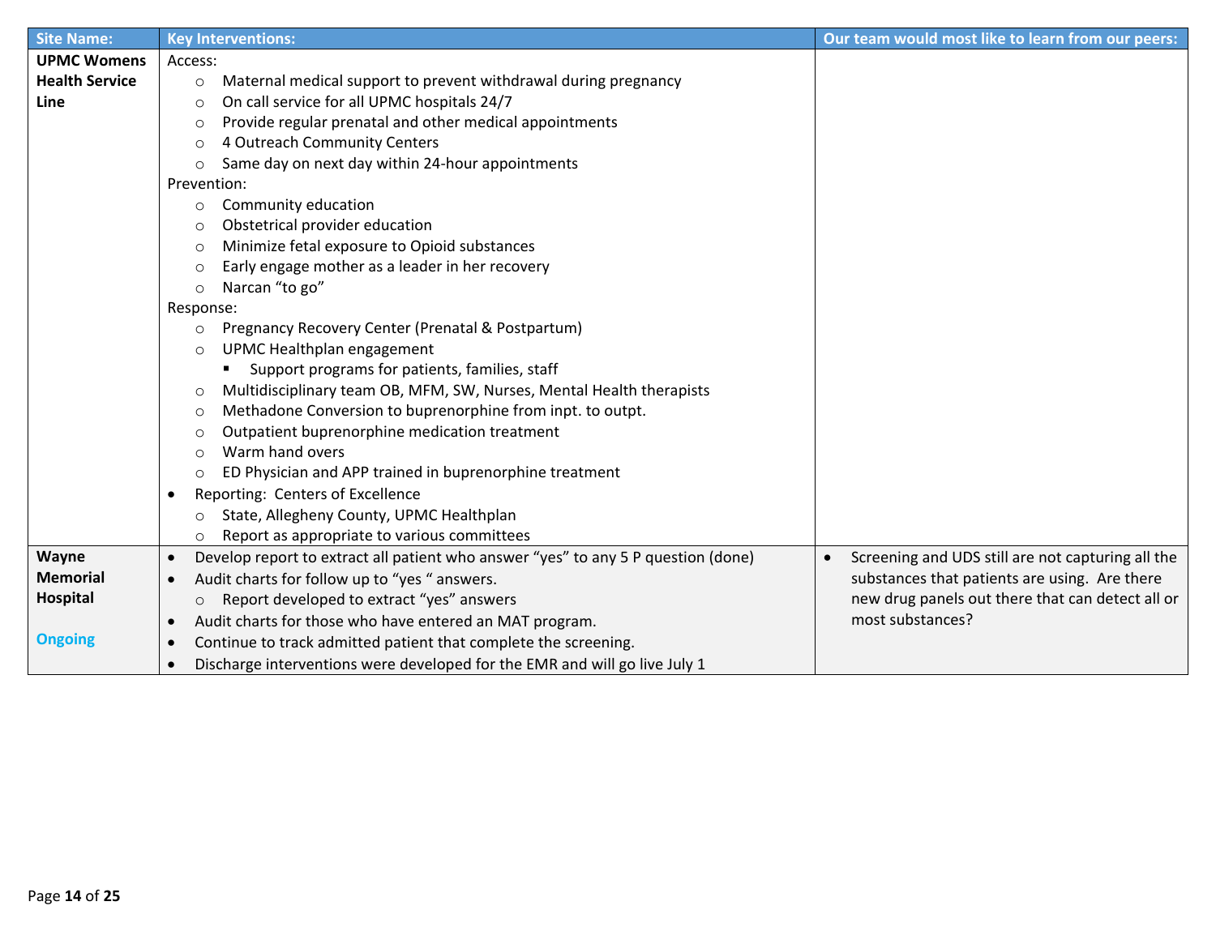| Site Name: | Key Interventions: | Our team would most like to learn from our peers: |
|---|---|---|
| **UPMC Womens Health Service Line** | Access:<br>○ Maternal medical support to prevent withdrawal during pregnancy<br>○ On call service for all UPMC hospitals 24/7<br>○ Provide regular prenatal and other medical appointments<br>○ 4 Outreach Community Centers<br>○ Same day on next day within 24-hour appointments<br>Prevention:<br>○ Community education<br>○ Obstetrical provider education<br>○ Minimize fetal exposure to Opioid substances<br>○ Early engage mother as a leader in her recovery<br>○ Narcan "to go"<br>Response:<br>○ Pregnancy Recovery Center (Prenatal & Postpartum)<br>○ UPMC Healthplan engagement<br>▪ Support programs for patients, families, staff<br>○ Multidisciplinary team OB, MFM, SW, Nurses, Mental Health therapists<br>○ Methadone Conversion to buprenorphine from inpt. to outpt.<br>○ Outpatient buprenorphine medication treatment<br>○ Warm hand overs<br>○ ED Physician and APP trained in buprenorphine treatment<br>• Reporting: Centers of Excellence<br>○ State, Allegheny County, UPMC Healthplan<br>○ Report as appropriate to various committees | |
| **Wayne Memorial Hospital**<br><br>**Ongoing** | • Develop report to extract all patient who answer "yes" to any 5 P question (done)<br>• Audit charts for follow up to "yes " answers.<br>○ Report developed to extract "yes" answers<br>• Audit charts for those who have entered an MAT program.<br>• Continue to track admitted patient that complete the screening.<br>• Discharge interventions were developed for the EMR and will go live July 1 | • Screening and UDS still are not capturing all the substances that patients are using. Are there new drug panels out there that can detect all or most substances? |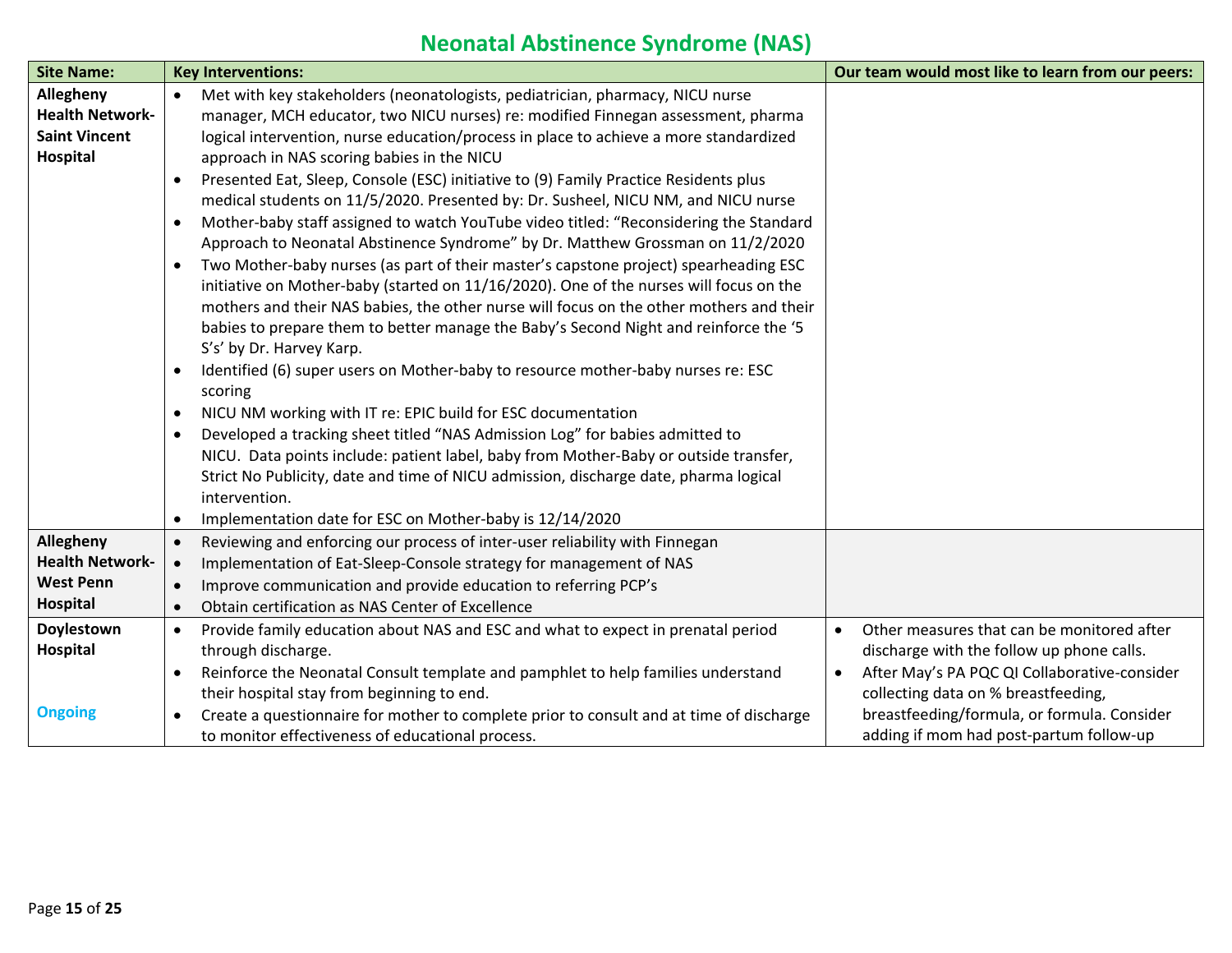# Neonatal Abstinence Syndrome (NAS)

| Site Name: | Key Interventions: | Our team would most like to learn from our peers: |
|---|---|---|
| **Allegheny Health Network-Saint Vincent Hospital** | • Met with key stakeholders (neonatologists, pediatrician, pharmacy, NICU nurse manager, MCH educator, two NICU nurses) re: modified Finnegan assessment, pharma logical intervention, nurse education/process in place to achieve a more standardized approach in NAS scoring babies in the NICU<br>• Presented Eat, Sleep, Console (ESC) initiative to (9) Family Practice Residents plus medical students on 11/5/2020. Presented by: Dr. Susheel, NICU NM, and NICU nurse<br>• Mother-baby staff assigned to watch YouTube video titled: "Reconsidering the Standard Approach to Neonatal Abstinence Syndrome" by Dr. Matthew Grossman on 11/2/2020<br>• Two Mother-baby nurses (as part of their master's capstone project) spearheading ESC initiative on Mother-baby (started on 11/16/2020). One of the nurses will focus on the mothers and their NAS babies, the other nurse will focus on the other mothers and their babies to prepare them to better manage the Baby's Second Night and reinforce the '5 S's' by Dr. Harvey Karp.<br>• Identified (6) super users on Mother-baby to resource mother-baby nurses re: ESC scoring<br>• NICU NM working with IT re: EPIC build for ESC documentation<br>• Developed a tracking sheet titled "NAS Admission Log" for babies admitted to NICU. Data points include: patient label, baby from Mother-Baby or outside transfer, Strict No Publicity, date and time of NICU admission, discharge date, pharma logical intervention.<br>• Implementation date for ESC on Mother-baby is 12/14/2020 | |
| **Allegheny Health Network-West Penn Hospital** | • Reviewing and enforcing our process of inter-user reliability with Finnegan<br>• Implementation of Eat-Sleep-Console strategy for management of NAS<br>• Improve communication and provide education to referring PCP's<br>• Obtain certification as NAS Center of Excellence | |
| **Doylestown Hospital**<br><br>Ongoing | • Provide family education about NAS and ESC and what to expect in prenatal period through discharge.<br>• Reinforce the Neonatal Consult template and pamphlet to help families understand their hospital stay from beginning to end.<br>• Create a questionnaire for mother to complete prior to consult and at time of discharge to monitor effectiveness of educational process. | • Other measures that can be monitored after discharge with the follow up phone calls.<br>• After May's PA PQC QI Collaborative-consider collecting data on % breastfeeding, breastfeeding/formula, or formula. Consider adding if mom had post-partum follow-up |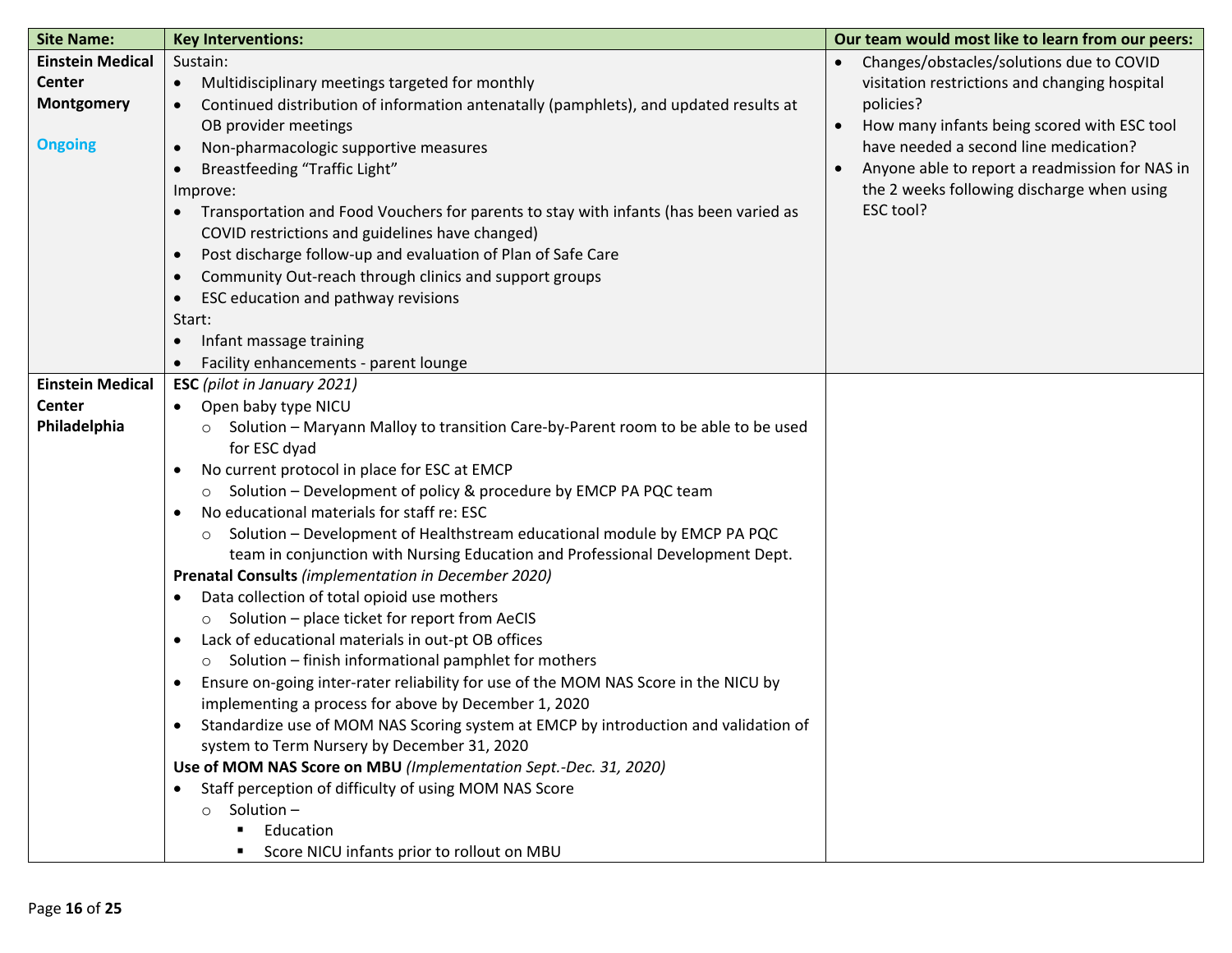| Site Name: | Key Interventions: | Our team would most like to learn from our peers: |
|---|---|---|
| **Einstein Medical Center Montgomery**<br><br>**Ongoing** | Sustain:<br>• Multidisciplinary meetings targeted for monthly<br>• Continued distribution of information antenatally (pamphlets), and updated results at OB provider meetings<br>• Non-pharmacologic supportive measures<br>• Breastfeeding "Traffic Light"<br>Improve:<br>• Transportation and Food Vouchers for parents to stay with infants (has been varied as COVID restrictions and guidelines have changed)<br>• Post discharge follow-up and evaluation of Plan of Safe Care<br>• Community Out-reach through clinics and support groups<br>• ESC education and pathway revisions<br>Start:<br>• Infant massage training<br>• Facility enhancements - parent lounge | • Changes/obstacles/solutions due to COVID visitation restrictions and changing hospital policies?<br>• How many infants being scored with ESC tool have needed a second line medication?<br>• Anyone able to report a readmission for NAS in the 2 weeks following discharge when using ESC tool? |
| **Einstein Medical Center Philadelphia** | **ESC** *(pilot in January 2021)*<br>• Open baby type NICU<br>  ○ Solution – Maryann Malloy to transition Care-by-Parent room to be able to be used for ESC dyad<br>• No current protocol in place for ESC at EMCP<br>  ○ Solution – Development of policy & procedure by EMCP PA PQC team<br>• No educational materials for staff re: ESC<br>  ○ Solution – Development of Healthstream educational module by EMCP PA PQC team in conjunction with Nursing Education and Professional Development Dept.<br>**Prenatal Consults** *(implementation in December 2020)*<br>• Data collection of total opioid use mothers<br>  ○ Solution – place ticket for report from AeCIS<br>• Lack of educational materials in out-pt OB offices<br>  ○ Solution – finish informational pamphlet for mothers<br>• Ensure on-going inter-rater reliability for use of the MOM NAS Score in the NICU by implementing a process for above by December 1, 2020<br>• Standardize use of MOM NAS Scoring system at EMCP by introduction and validation of system to Term Nursery by December 31, 2020<br>**Use of MOM NAS Score on MBU** *(Implementation Sept.-Dec. 31, 2020)*<br>• Staff perception of difficulty of using MOM NAS Score<br>  ○ Solution –<br>    ▪ Education<br>    ▪ Score NICU infants prior to rollout on MBU | |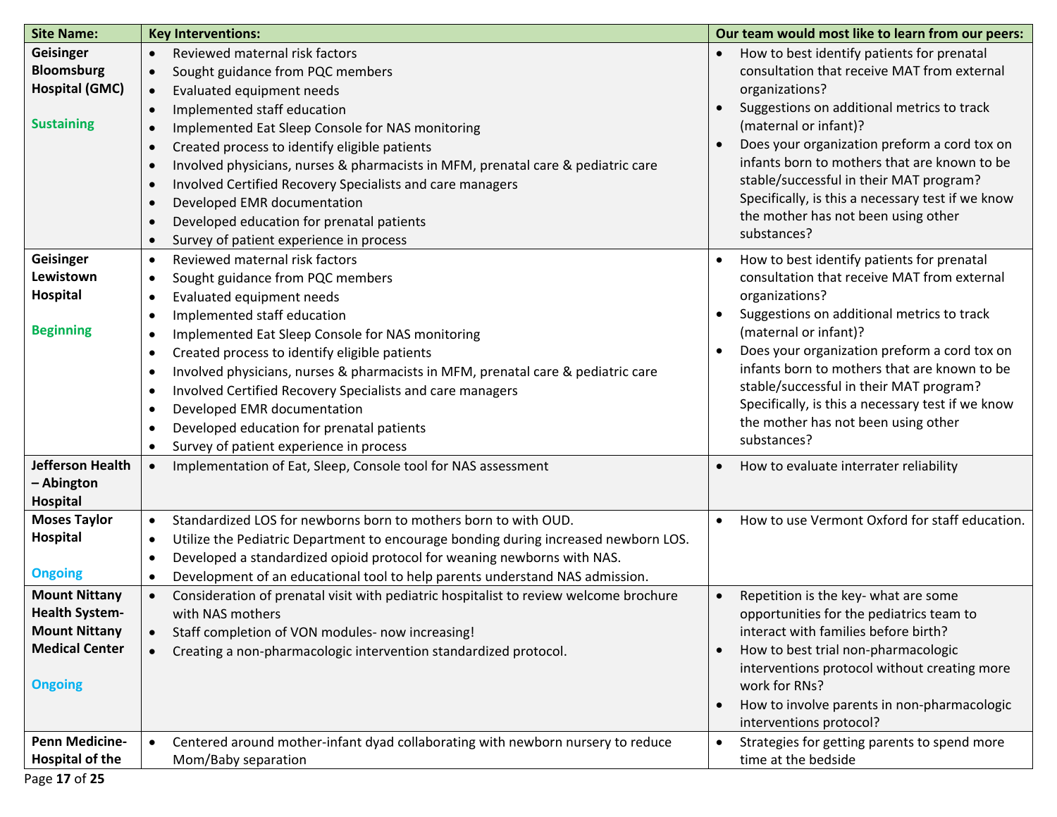| Site Name: | Key Interventions: | Our team would most like to learn from our peers: |
|---|---|---|
| **Geisinger Bloomsburg Hospital (GMC)**<br><br>**Sustaining** | • Reviewed maternal risk factors<br>• Sought guidance from PQC members<br>• Evaluated equipment needs<br>• Implemented staff education<br>• Implemented Eat Sleep Console for NAS monitoring<br>• Created process to identify eligible patients<br>• Involved physicians, nurses & pharmacists in MFM, prenatal care & pediatric care<br>• Involved Certified Recovery Specialists and care managers<br>• Developed EMR documentation<br>• Developed education for prenatal patients<br>• Survey of patient experience in process | • How to best identify patients for prenatal consultation that receive MAT from external organizations?<br>• Suggestions on additional metrics to track (maternal or infant)?<br>• Does your organization preform a cord tox on infants born to mothers that are known to be stable/successful in their MAT program? Specifically, is this a necessary test if we know the mother has not been using other substances? |
| **Geisinger Lewistown Hospital**<br><br>**Beginning** | • Reviewed maternal risk factors<br>• Sought guidance from PQC members<br>• Evaluated equipment needs<br>• Implemented staff education<br>• Implemented Eat Sleep Console for NAS monitoring<br>• Created process to identify eligible patients<br>• Involved physicians, nurses & pharmacists in MFM, prenatal care & pediatric care<br>• Involved Certified Recovery Specialists and care managers<br>• Developed EMR documentation<br>• Developed education for prenatal patients<br>• Survey of patient experience in process | • How to best identify patients for prenatal consultation that receive MAT from external organizations?<br>• Suggestions on additional metrics to track (maternal or infant)?<br>• Does your organization preform a cord tox on infants born to mothers that are known to be stable/successful in their MAT program? Specifically, is this a necessary test if we know the mother has not been using other substances? |
| **Jefferson Health – Abington Hospital** | • Implementation of Eat, Sleep, Console tool for NAS assessment | • How to evaluate interrater reliability |
| **Moses Taylor Hospital**<br><br>**Ongoing** | • Standardized LOS for newborns born to mothers born to with OUD.<br>• Utilize the Pediatric Department to encourage bonding during increased newborn LOS.<br>• Developed a standardized opioid protocol for weaning newborns with NAS.<br>• Development of an educational tool to help parents understand NAS admission. | • How to use Vermont Oxford for staff education. |
| **Mount Nittany Health System-Mount Nittany Medical Center**<br><br>**Ongoing** | • Consideration of prenatal visit with pediatric hospitalist to review welcome brochure with NAS mothers<br>• Staff completion of VON modules- now increasing!<br>• Creating a non-pharmacologic intervention standardized protocol. | • Repetition is the key- what are some opportunities for the pediatrics team to interact with families before birth?<br>• How to best trial non-pharmacologic interventions protocol without creating more work for RNs?<br>• How to involve parents in non-pharmacologic interventions protocol? |
| **Penn Medicine-Hospital of the** | • Centered around mother-infant dyad collaborating with newborn nursery to reduce Mom/Baby separation | • Strategies for getting parents to spend more time at the bedside |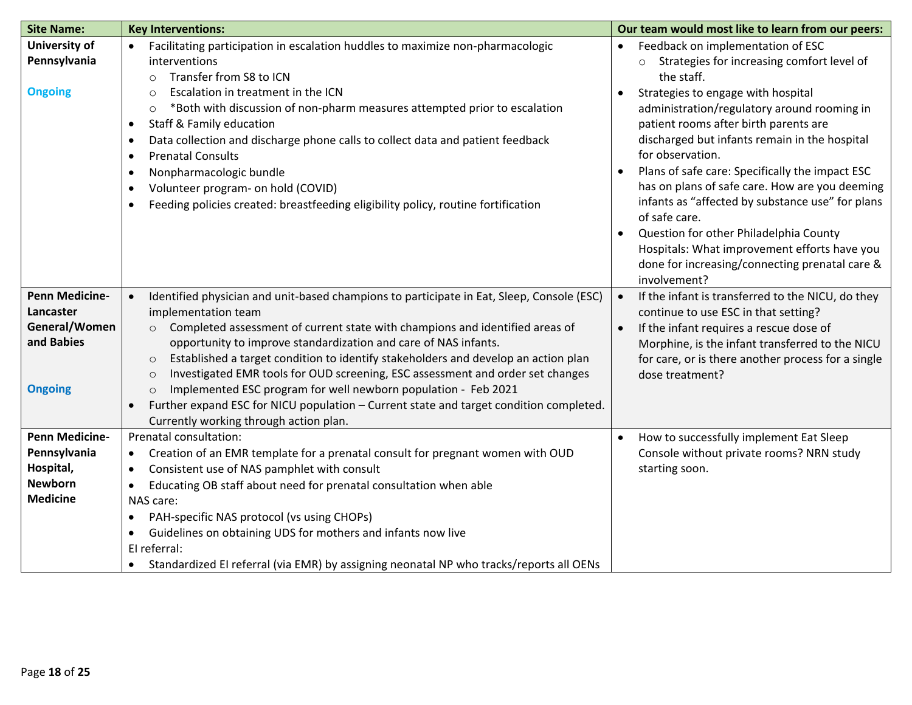| Site Name: | Key Interventions: | Our team would most like to learn from our peers: |
|---|---|---|
| **University of Pennsylvania**<br><br>**Ongoing** | • Facilitating participation in escalation huddles to maximize non-pharmacologic interventions<br>&nbsp;&nbsp;&nbsp;○ Transfer from S8 to ICN<br>&nbsp;&nbsp;&nbsp;○ Escalation in treatment in the ICN<br>&nbsp;&nbsp;&nbsp;○ *Both with discussion of non-pharm measures attempted prior to escalation<br>• Staff & Family education<br>• Data collection and discharge phone calls to collect data and patient feedback<br>• Prenatal Consults<br>• Nonpharmacologic bundle<br>• Volunteer program- on hold (COVID)<br>• Feeding policies created: breastfeeding eligibility policy, routine fortification | • Feedback on implementation of ESC<br>&nbsp;&nbsp;&nbsp;○ Strategies for increasing comfort level of the staff.<br>• Strategies to engage with hospital administration/regulatory around rooming in patient rooms after birth parents are discharged but infants remain in the hospital for observation.<br>• Plans of safe care: Specifically the impact ESC has on plans of safe care. How are you deeming infants as "affected by substance use" for plans of safe care.<br>• Question for other Philadelphia County Hospitals: What improvement efforts have you done for increasing/connecting prenatal care & involvement? |
| **Penn Medicine-Lancaster General/Women and Babies**<br><br>**Ongoing** | • Identified physician and unit-based champions to participate in Eat, Sleep, Console (ESC) implementation team<br>&nbsp;&nbsp;&nbsp;○ Completed assessment of current state with champions and identified areas of opportunity to improve standardization and care of NAS infants.<br>&nbsp;&nbsp;&nbsp;○ Established a target condition to identify stakeholders and develop an action plan<br>&nbsp;&nbsp;&nbsp;○ Investigated EMR tools for OUD screening, ESC assessment and order set changes<br>&nbsp;&nbsp;&nbsp;○ Implemented ESC program for well newborn population - Feb 2021<br>• Further expand ESC for NICU population – Current state and target condition completed. Currently working through action plan. | • If the infant is transferred to the NICU, do they continue to use ESC in that setting?<br>• If the infant requires a rescue dose of Morphine, is the infant transferred to the NICU for care, or is there another process for a single dose treatment? |
| **Penn Medicine-Pennsylvania Hospital, Newborn Medicine** | Prenatal consultation:<br>• Creation of an EMR template for a prenatal consult for pregnant women with OUD<br>• Consistent use of NAS pamphlet with consult<br>• Educating OB staff about need for prenatal consultation when able<br>NAS care:<br>• PAH-specific NAS protocol (vs using CHOPs)<br>• Guidelines on obtaining UDS for mothers and infants now live<br>EI referral:<br>• Standardized EI referral (via EMR) by assigning neonatal NP who tracks/reports all OENs | • How to successfully implement Eat Sleep Console without private rooms? NRN study starting soon. |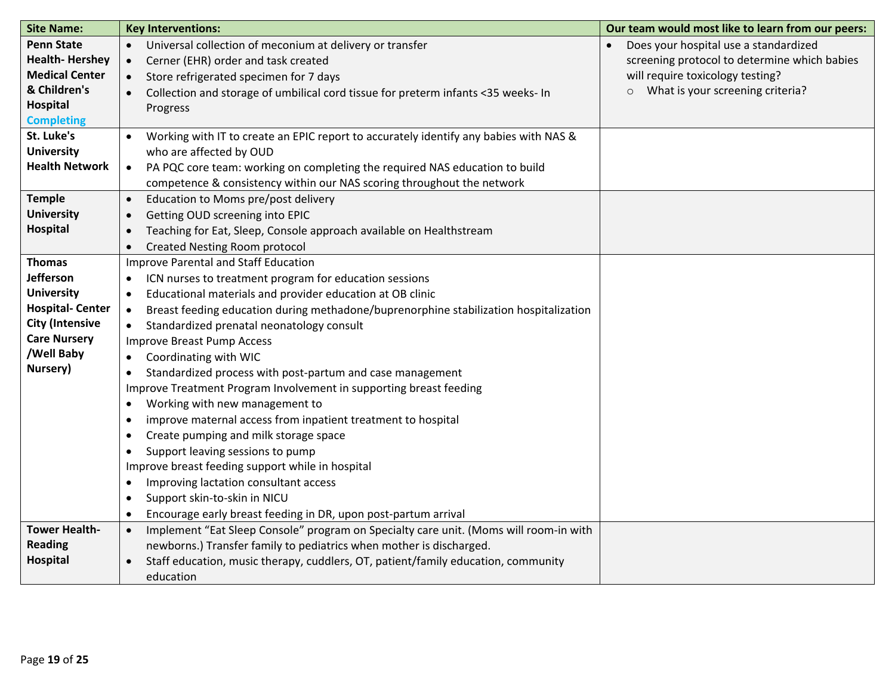| Site Name: | Key Interventions: | Our team would most like to learn from our peers: |
|---|---|---|
| **Penn State Health- Hershey Medical Center & Children's Hospital** **Completing** | • Universal collection of meconium at delivery or transfer<br>• Cerner (EHR) order and task created<br>• Store refrigerated specimen for 7 days<br>• Collection and storage of umbilical cord tissue for preterm infants <35 weeks- In Progress | • Does your hospital use a standardized screening protocol to determine which babies will require toxicology testing?<br>  ○ What is your screening criteria? |
| **St. Luke's University Health Network** | • Working with IT to create an EPIC report to accurately identify any babies with NAS & who are affected by OUD<br>• PA PQC core team: working on completing the required NAS education to build competence & consistency within our NAS scoring throughout the network | |
| **Temple University Hospital** | • Education to Moms pre/post delivery<br>• Getting OUD screening into EPIC<br>• Teaching for Eat, Sleep, Console approach available on Healthstream<br>• Created Nesting Room protocol | |
| **Thomas Jefferson University Hospital- Center City (Intensive Care Nursery /Well Baby Nursery)** | Improve Parental and Staff Education<br>• ICN nurses to treatment program for education sessions<br>• Educational materials and provider education at OB clinic<br>• Breast feeding education during methadone/buprenorphine stabilization hospitalization<br>• Standardized prenatal neonatology consult<br>Improve Breast Pump Access<br>• Coordinating with WIC<br>• Standardized process with post-partum and case management<br>Improve Treatment Program Involvement in supporting breast feeding<br>• Working with new management to<br>• improve maternal access from inpatient treatment to hospital<br>• Create pumping and milk storage space<br>• Support leaving sessions to pump<br>Improve breast feeding support while in hospital<br>• Improving lactation consultant access<br>• Support skin-to-skin in NICU<br>• Encourage early breast feeding in DR, upon post-partum arrival | |
| **Tower Health- Reading Hospital** | • Implement "Eat Sleep Console" program on Specialty care unit. (Moms will room-in with newborns.) Transfer family to pediatrics when mother is discharged.<br>• Staff education, music therapy, cuddlers, OT, patient/family education, community education | |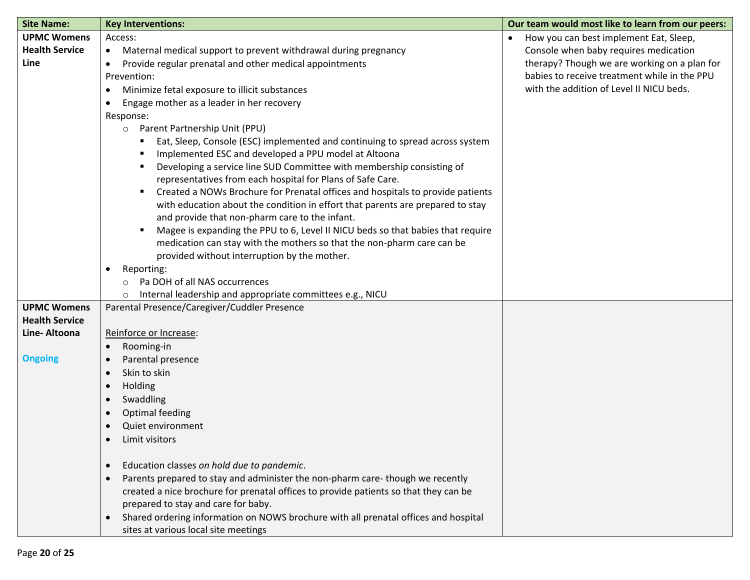| Site Name: | Key Interventions: | Our team would most like to learn from our peers: |
|---|---|---|
| **UPMC Womens Health Service Line** | Access:<br>• Maternal medical support to prevent withdrawal during pregnancy<br>• Provide regular prenatal and other medical appointments<br>Prevention:<br>• Minimize fetal exposure to illicit substances<br>• Engage mother as a leader in her recovery<br>Response:<br>○ Parent Partnership Unit (PPU)<br>▪ Eat, Sleep, Console (ESC) implemented and continuing to spread across system<br>▪ Implemented ESC and developed a PPU model at Altoona<br>▪ Developing a service line SUD Committee with membership consisting of representatives from each hospital for Plans of Safe Care.<br>▪ Created a NOWs Brochure for Prenatal offices and hospitals to provide patients with education about the condition in effort that parents are prepared to stay and provide that non-pharm care to the infant.<br>▪ Magee is expanding the PPU to 6, Level II NICU beds so that babies that require medication can stay with the mothers so that the non-pharm care can be provided without interruption by the mother.<br>• Reporting:<br>○ Pa DOH of all NAS occurrences<br>○ Internal leadership and appropriate committees e.g., NICU | • How you can best implement Eat, Sleep, Console when baby requires medication therapy? Though we are working on a plan for babies to receive treatment while in the PPU with the addition of Level II NICU beds. |
| **UPMC Womens Health Service Line- Altoona**<br><br>**Ongoing** | Parental Presence/Caregiver/Cuddler Presence<br><br>Reinforce or Increase:<br>• Rooming-in<br>• Parental presence<br>• Skin to skin<br>• Holding<br>• Swaddling<br>• Optimal feeding<br>• Quiet environment<br>• Limit visitors<br><br>• Education classes *on hold due to pandemic*.<br>• Parents prepared to stay and administer the non-pharm care- though we recently created a nice brochure for prenatal offices to provide patients so that they can be prepared to stay and care for baby.<br>• Shared ordering information on NOWS brochure with all prenatal offices and hospital sites at various local site meetings | |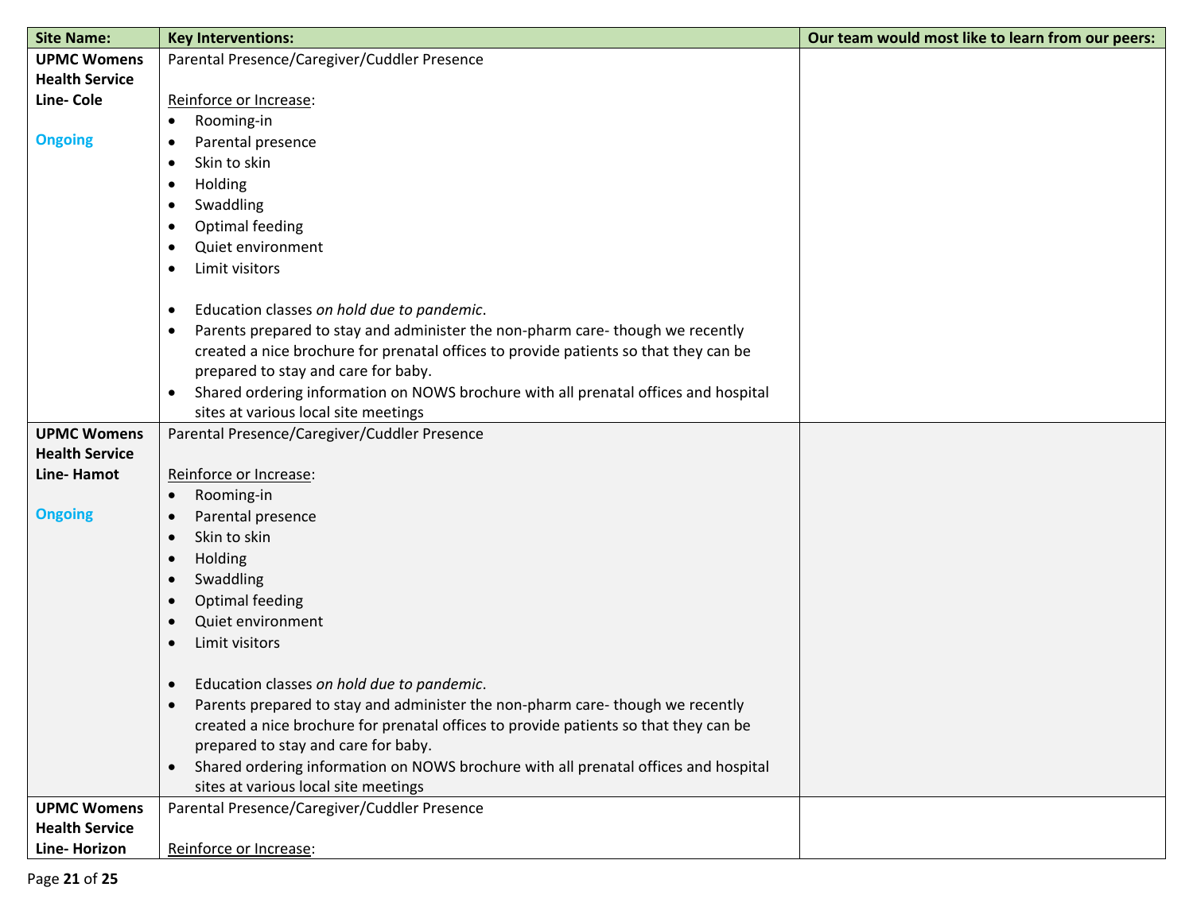| Site Name: | Key Interventions: | Our team would most like to learn from our peers: |
|---|---|---|
| **UPMC Womens Health Service Line- Cole**<br><br>**Ongoing** | Parental Presence/Caregiver/Cuddler Presence<br><br><u>Reinforce or Increase</u>:<br>• Rooming-in<br>• Parental presence<br>• Skin to skin<br>• Holding<br>• Swaddling<br>• Optimal feeding<br>• Quiet environment<br>• Limit visitors<br><br>• Education classes *on hold due to pandemic*.<br>• Parents prepared to stay and administer the non-pharm care- though we recently created a nice brochure for prenatal offices to provide patients so that they can be prepared to stay and care for baby.<br>• Shared ordering information on NOWS brochure with all prenatal offices and hospital sites at various local site meetings | |
| **UPMC Womens Health Service Line- Hamot**<br><br>**Ongoing** | Parental Presence/Caregiver/Cuddler Presence<br><br><u>Reinforce or Increase</u>:<br>• Rooming-in<br>• Parental presence<br>• Skin to skin<br>• Holding<br>• Swaddling<br>• Optimal feeding<br>• Quiet environment<br>• Limit visitors<br><br>• Education classes *on hold due to pandemic*.<br>• Parents prepared to stay and administer the non-pharm care- though we recently created a nice brochure for prenatal offices to provide patients so that they can be prepared to stay and care for baby.<br>• Shared ordering information on NOWS brochure with all prenatal offices and hospital sites at various local site meetings | |
| **UPMC Womens Health Service Line- Horizon** | Parental Presence/Caregiver/Cuddler Presence<br><br><u>Reinforce or Increase</u>: | |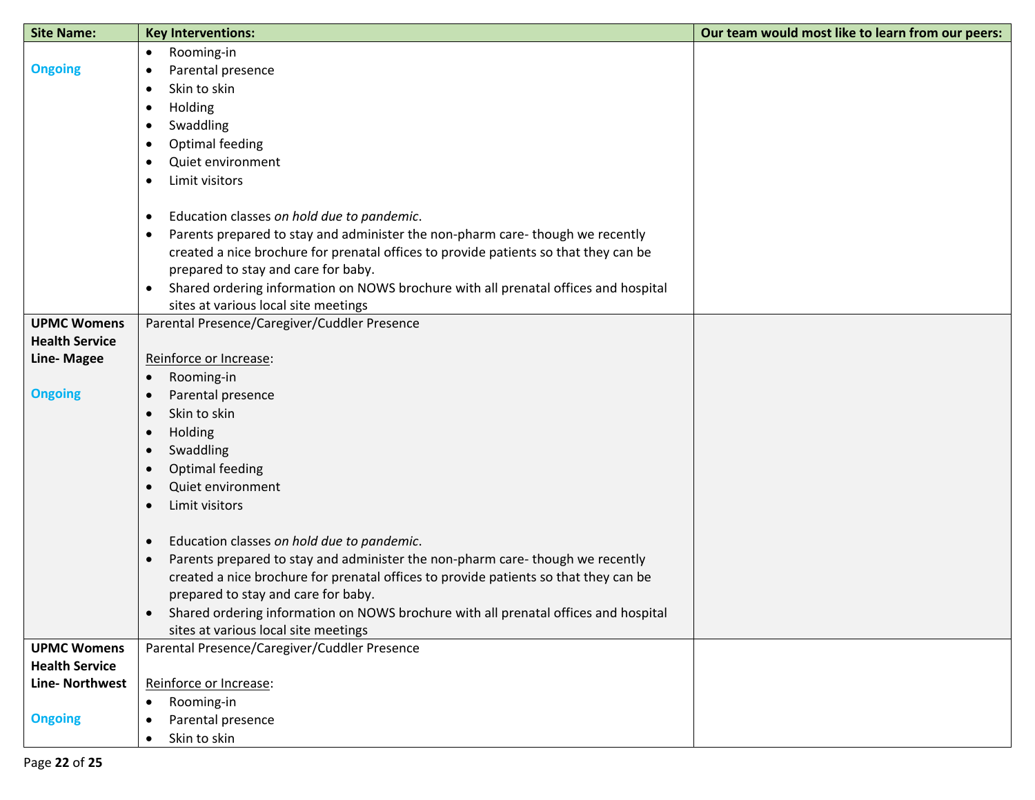| Site Name: | Key Interventions: | Our team would most like to learn from our peers: |
|---|---|---|
| **Ongoing** | • Rooming-in<br>• Parental presence<br>• Skin to skin<br>• Holding<br>• Swaddling<br>• Optimal feeding<br>• Quiet environment<br>• Limit visitors<br><br>• Education classes *on hold due to pandemic*.<br>• Parents prepared to stay and administer the non-pharm care- though we recently created a nice brochure for prenatal offices to provide patients so that they can be prepared to stay and care for baby.<br>• Shared ordering information on NOWS brochure with all prenatal offices and hospital sites at various local site meetings | |
| **UPMC Womens Health Service Line- Magee**<br><br>**Ongoing** | Parental Presence/Caregiver/Cuddler Presence<br><br>Reinforce or Increase:<br>• Rooming-in<br>• Parental presence<br>• Skin to skin<br>• Holding<br>• Swaddling<br>• Optimal feeding<br>• Quiet environment<br>• Limit visitors<br><br>• Education classes *on hold due to pandemic*.<br>• Parents prepared to stay and administer the non-pharm care- though we recently created a nice brochure for prenatal offices to provide patients so that they can be prepared to stay and care for baby.<br>• Shared ordering information on NOWS brochure with all prenatal offices and hospital sites at various local site meetings | |
| **UPMC Womens Health Service Line- Northwest**<br><br>**Ongoing** | Parental Presence/Caregiver/Cuddler Presence<br><br>Reinforce or Increase:<br>• Rooming-in<br>• Parental presence<br>• Skin to skin | |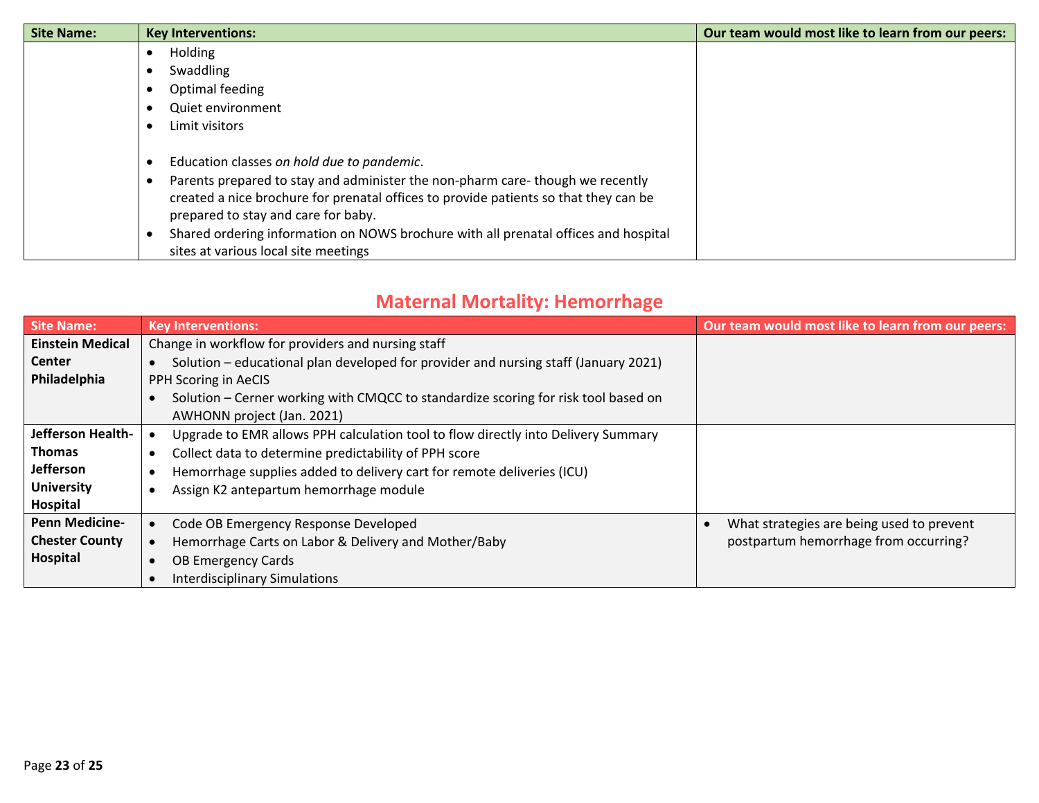| Site Name: | Key Interventions: | Our team would most like to learn from our peers: |
|---|---|---|
| | • Holding<br>• Swaddling<br>• Optimal feeding<br>• Quiet environment<br>• Limit visitors<br><br>• Education classes *on hold due to pandemic*.<br>• Parents prepared to stay and administer the non-pharm care- though we recently created a nice brochure for prenatal offices to provide patients so that they can be prepared to stay and care for baby.<br>• Shared ordering information on NOWS brochure with all prenatal offices and hospital sites at various local site meetings | |

## Maternal Mortality: Hemorrhage

| Site Name: | Key Interventions: | Our team would most like to learn from our peers: |
|---|---|---|
| **Einstein Medical Center Philadelphia** | Change in workflow for providers and nursing staff<br>• Solution – educational plan developed for provider and nursing staff (January 2021)<br>PPH Scoring in AeCIS<br>• Solution – Cerner working with CMQCC to standardize scoring for risk tool based on AWHONN project (Jan. 2021) | |
| **Jefferson Health-Thomas Jefferson University Hospital** | • Upgrade to EMR allows PPH calculation tool to flow directly into Delivery Summary<br>• Collect data to determine predictability of PPH score<br>• Hemorrhage supplies added to delivery cart for remote deliveries (ICU)<br>• Assign K2 antepartum hemorrhage module | |
| **Penn Medicine-Chester County Hospital** | • Code OB Emergency Response Developed<br>• Hemorrhage Carts on Labor & Delivery and Mother/Baby<br>• OB Emergency Cards<br>• Interdisciplinary Simulations | • What strategies are being used to prevent postpartum hemorrhage from occurring? |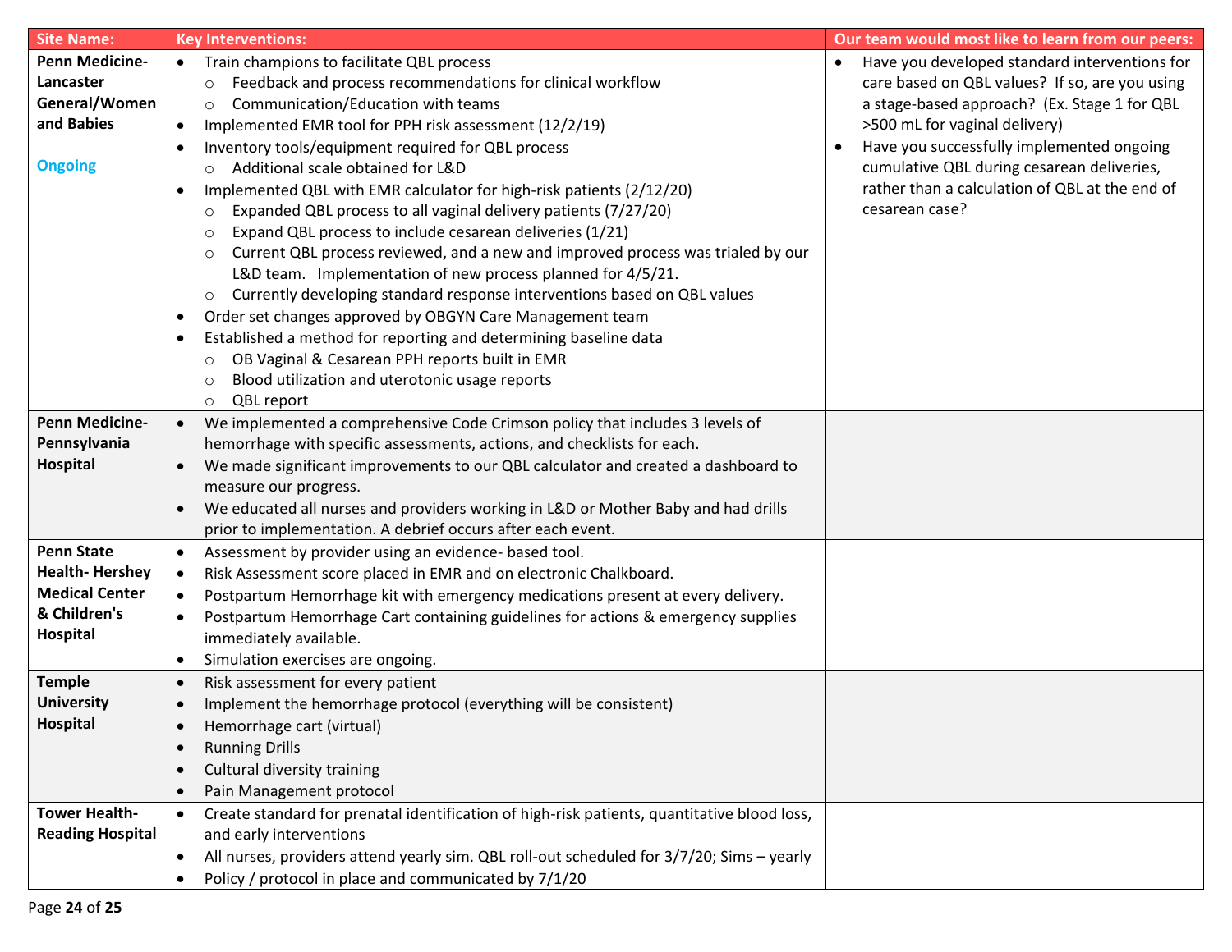| Site Name: | Key Interventions: | Our team would most like to learn from our peers: |
|---|---|---|
| **Penn Medicine-Lancaster General/Women and Babies**<br><br>Ongoing | • Train champions to facilitate QBL process<br>  ○ Feedback and process recommendations for clinical workflow<br>  ○ Communication/Education with teams<br>• Implemented EMR tool for PPH risk assessment (12/2/19)<br>• Inventory tools/equipment required for QBL process<br>  ○ Additional scale obtained for L&D<br>• Implemented QBL with EMR calculator for high-risk patients (2/12/20)<br>  ○ Expanded QBL process to all vaginal delivery patients (7/27/20)<br>  ○ Expand QBL process to include cesarean deliveries (1/21)<br>  ○ Current QBL process reviewed, and a new and improved process was trialed by our L&D team. Implementation of new process planned for 4/5/21.<br>  ○ Currently developing standard response interventions based on QBL values<br>• Order set changes approved by OBGYN Care Management team<br>• Established a method for reporting and determining baseline data<br>  ○ OB Vaginal & Cesarean PPH reports built in EMR<br>  ○ Blood utilization and uterotonic usage reports<br>  ○ QBL report | • Have you developed standard interventions for care based on QBL values? If so, are you using a stage-based approach? (Ex. Stage 1 for QBL >500 mL for vaginal delivery)<br>• Have you successfully implemented ongoing cumulative QBL during cesarean deliveries, rather than a calculation of QBL at the end of cesarean case? |
| **Penn Medicine-Pennsylvania Hospital** | • We implemented a comprehensive Code Crimson policy that includes 3 levels of hemorrhage with specific assessments, actions, and checklists for each.<br>• We made significant improvements to our QBL calculator and created a dashboard to measure our progress.<br>• We educated all nurses and providers working in L&D or Mother Baby and had drills prior to implementation. A debrief occurs after each event. | |
| **Penn State Health- Hershey Medical Center & Children's Hospital** | • Assessment by provider using an evidence- based tool.<br>• Risk Assessment score placed in EMR and on electronic Chalkboard.<br>• Postpartum Hemorrhage kit with emergency medications present at every delivery.<br>• Postpartum Hemorrhage Cart containing guidelines for actions & emergency supplies immediately available.<br>• Simulation exercises are ongoing. | |
| **Temple University Hospital** | • Risk assessment for every patient<br>• Implement the hemorrhage protocol (everything will be consistent)<br>• Hemorrhage cart (virtual)<br>• Running Drills<br>• Cultural diversity training<br>• Pain Management protocol | |
| **Tower Health- Reading Hospital** | • Create standard for prenatal identification of high-risk patients, quantitative blood loss, and early interventions<br>• All nurses, providers attend yearly sim. QBL roll-out scheduled for 3/7/20; Sims – yearly<br>• Policy / protocol in place and communicated by 7/1/20 | |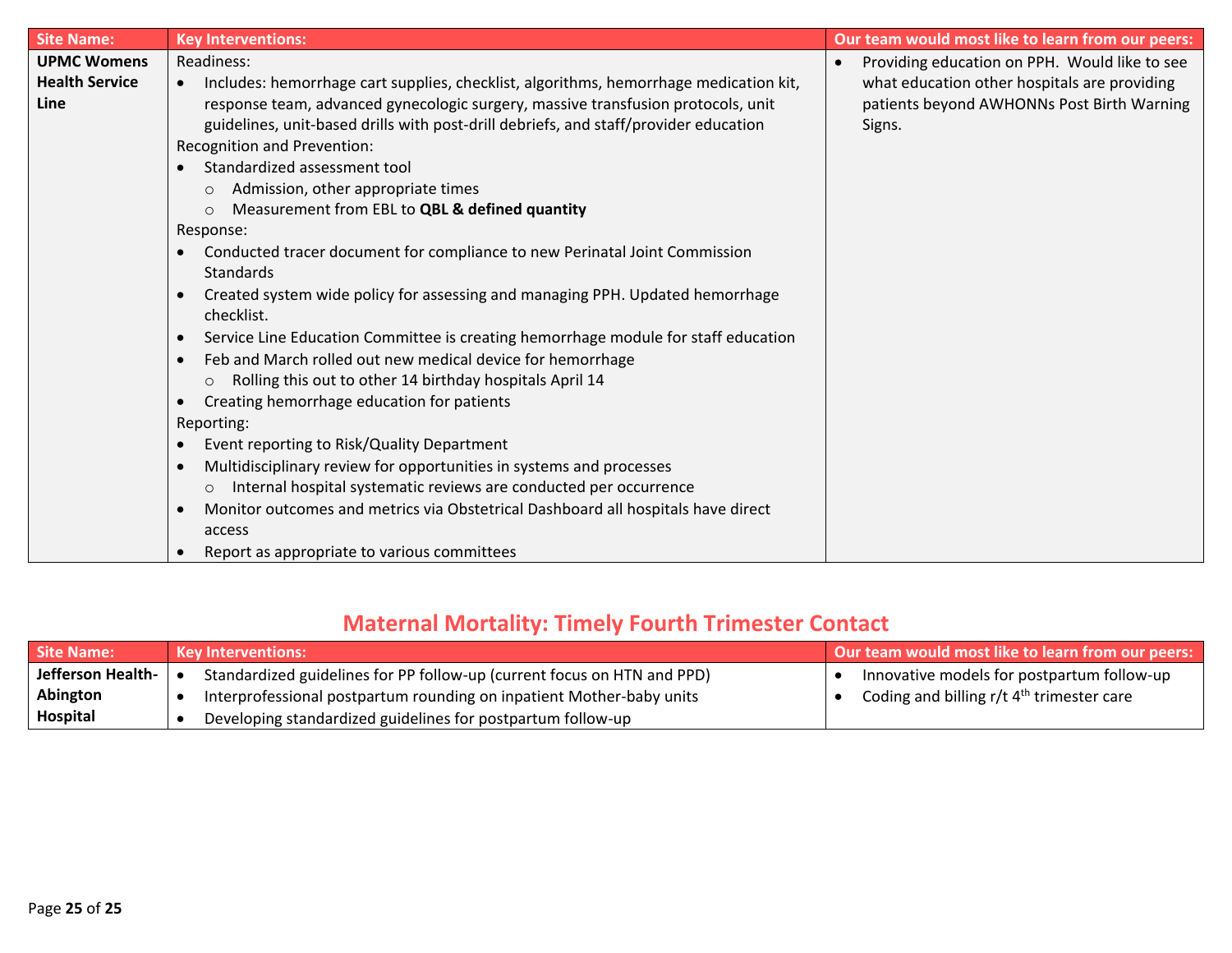| Site Name: | Key Interventions: | Our team would most like to learn from our peers: |
|---|---|---|
| **UPMC Womens Health Service Line** | Readiness:<br>• Includes: hemorrhage cart supplies, checklist, algorithms, hemorrhage medication kit, response team, advanced gynecologic surgery, massive transfusion protocols, unit guidelines, unit-based drills with post-drill debriefs, and staff/provider education<br>Recognition and Prevention:<br>• Standardized assessment tool<br>&nbsp;&nbsp;&nbsp;&nbsp;○ Admission, other appropriate times<br>&nbsp;&nbsp;&nbsp;&nbsp;○ Measurement from EBL to **QBL & defined quantity**<br>Response:<br>• Conducted tracer document for compliance to new Perinatal Joint Commission Standards<br>• Created system wide policy for assessing and managing PPH. Updated hemorrhage checklist.<br>• Service Line Education Committee is creating hemorrhage module for staff education<br>• Feb and March rolled out new medical device for hemorrhage<br>&nbsp;&nbsp;&nbsp;&nbsp;○ Rolling this out to other 14 birthday hospitals April 14<br>• Creating hemorrhage education for patients<br>Reporting:<br>• Event reporting to Risk/Quality Department<br>• Multidisciplinary review for opportunities in systems and processes<br>&nbsp;&nbsp;&nbsp;&nbsp;○ Internal hospital systematic reviews are conducted per occurrence<br>• Monitor outcomes and metrics via Obstetrical Dashboard all hospitals have direct access<br>• Report as appropriate to various committees | • Providing education on PPH. Would like to see what education other hospitals are providing patients beyond AWHONNs Post Birth Warning Signs. |

## Maternal Mortality: Timely Fourth Trimester Contact

| Site Name: | Key Interventions: | Our team would most like to learn from our peers: |
|---|---|---|
| **Jefferson Health-Abington Hospital** | • Standardized guidelines for PP follow-up (current focus on HTN and PPD)<br>• Interprofessional postpartum rounding on inpatient Mother-baby units<br>• Developing standardized guidelines for postpartum follow-up | • Innovative models for postpartum follow-up<br>• Coding and billing r/t 4th trimester care |